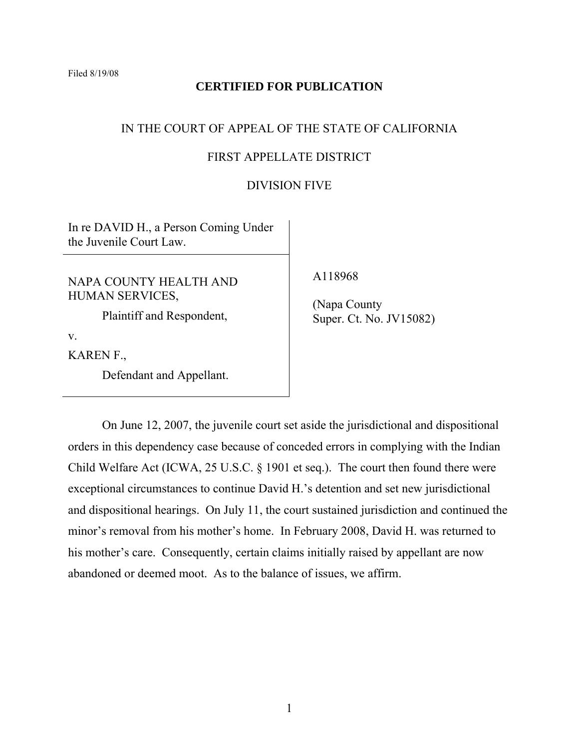Filed 8/19/08

**CERTIFIED FOR PUBLICATION**

IN THE COURT OF APPEAL OF THE STATE OF CALIFORNIA

FIRST APPELLATE DISTRICT

DIVISION FIVE

In re DAVID H., a Person Coming Under the Juvenile Court Law.

NAPA COUNTY HEALTH AND HUMAN SERVICES,

Plaintiff and Respondent,

v.

KAREN F.,

Defendant and Appellant.

A118968

(Napa County Super. Ct. No. JV15082)

On June 12, 2007, the juvenile court set aside the jurisdictional and dispositional orders in this dependency case because of conceded errors in complying with the Indian Child Welfare Act (ICWA, 25 U.S.C. § 1901 et seq.). The court then found there were exceptional circumstances to continue David H.'s detention and set new jurisdictional and dispositional hearings. On July 11, the court sustained jurisdiction and continued the minor's removal from his mother's home. In February 2008, David H. was returned to his mother's care. Consequently, certain claims initially raised by appellant are now abandoned or deemed moot. As to the balance of issues, we affirm.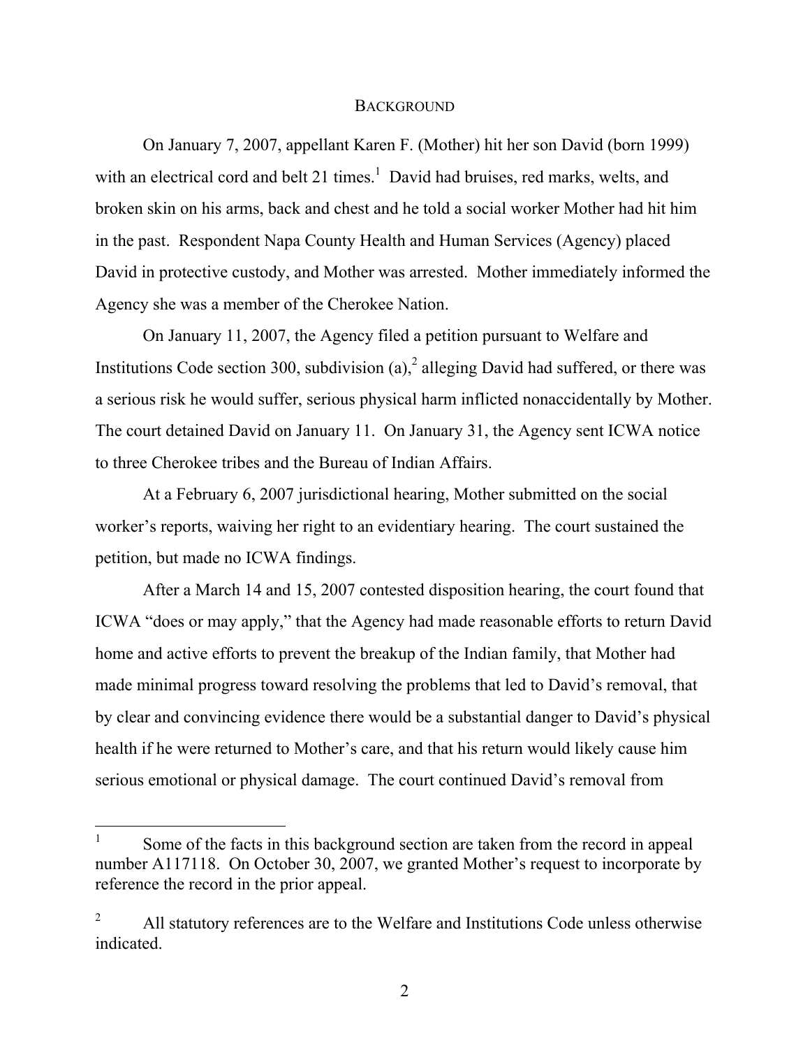## BACKGROUND

On January 7, 2007, appellant Karen F. (Mother) hit her son David (born 1999) with an electrical cord and belt 21 times.[1] David had bruises, red marks, welts, and broken skin on his arms, back and chest and he told a social worker Mother had hit him in the past. Respondent Napa County Health and Human Services (Agency) placed David in protective custody, and Mother was arrested. Mother immediately informed the Agency she was a member of the Cherokee Nation.

On January 11, 2007, the Agency filed a petition pursuant to Welfare and Institutions Code section 300, subdivision (a),[2] alleging David had suffered, or there was a serious risk he would suffer, serious physical harm inflicted nonaccidentally by Mother. The court detained David on January 11. On January 31, the Agency sent ICWA notice to three Cherokee tribes and the Bureau of Indian Affairs.

At a February 6, 2007 jurisdictional hearing, Mother submitted on the social worker's reports, waiving her right to an evidentiary hearing. The court sustained the petition, but made no ICWA findings.

After a March 14 and 15, 2007 contested disposition hearing, the court found that ICWA "does or may apply," that the Agency had made reasonable efforts to return David home and active efforts to prevent the breakup of the Indian family, that Mother had made minimal progress toward resolving the problems that led to David's removal, that by clear and convincing evidence there would be a substantial danger to David's physical health if he were returned to Mother's care, and that his return would likely cause him serious emotional or physical damage. The court continued David's removal from

---

[1] Some of the facts in this background section are taken from the record in appeal number A117118. On October 30, 2007, we granted Mother's request to incorporate by reference the record in the prior appeal.

[2] All statutory references are to the Welfare and Institutions Code unless otherwise indicated.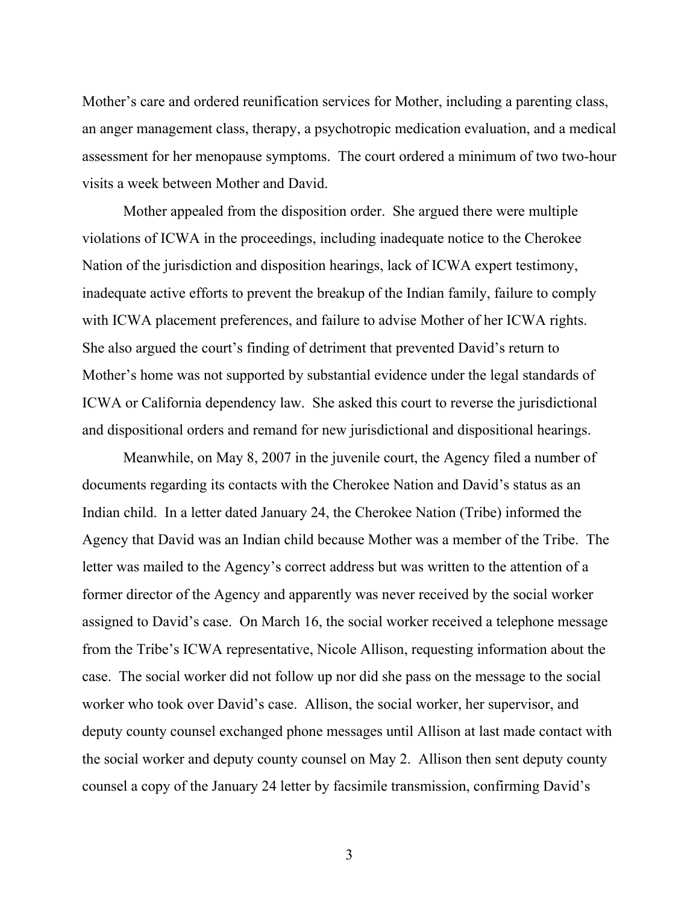Mother's care and ordered reunification services for Mother, including a parenting class, an anger management class, therapy, a psychotropic medication evaluation, and a medical assessment for her menopause symptoms. The court ordered a minimum of two two-hour visits a week between Mother and David.

Mother appealed from the disposition order. She argued there were multiple violations of ICWA in the proceedings, including inadequate notice to the Cherokee Nation of the jurisdiction and disposition hearings, lack of ICWA expert testimony, inadequate active efforts to prevent the breakup of the Indian family, failure to comply with ICWA placement preferences, and failure to advise Mother of her ICWA rights. She also argued the court's finding of detriment that prevented David's return to Mother's home was not supported by substantial evidence under the legal standards of ICWA or California dependency law. She asked this court to reverse the jurisdictional and dispositional orders and remand for new jurisdictional and dispositional hearings.

Meanwhile, on May 8, 2007 in the juvenile court, the Agency filed a number of documents regarding its contacts with the Cherokee Nation and David's status as an Indian child. In a letter dated January 24, the Cherokee Nation (Tribe) informed the Agency that David was an Indian child because Mother was a member of the Tribe. The letter was mailed to the Agency's correct address but was written to the attention of a former director of the Agency and apparently was never received by the social worker assigned to David's case. On March 16, the social worker received a telephone message from the Tribe's ICWA representative, Nicole Allison, requesting information about the case. The social worker did not follow up nor did she pass on the message to the social worker who took over David's case. Allison, the social worker, her supervisor, and deputy county counsel exchanged phone messages until Allison at last made contact with the social worker and deputy county counsel on May 2. Allison then sent deputy county counsel a copy of the January 24 letter by facsimile transmission, confirming David's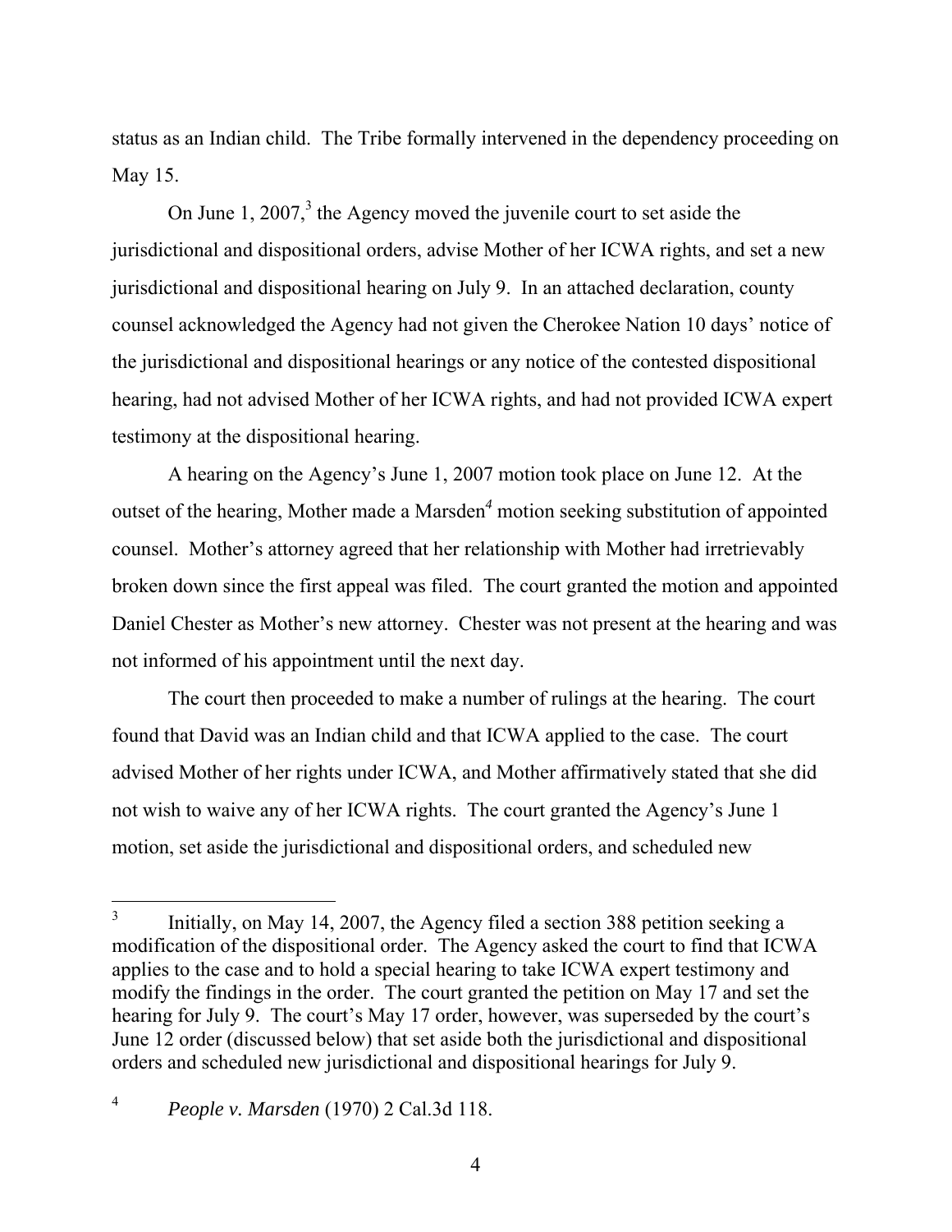status as an Indian child. The Tribe formally intervened in the dependency proceeding on May 15.

On June 1, 2007,[3] the Agency moved the juvenile court to set aside the jurisdictional and dispositional orders, advise Mother of her ICWA rights, and set a new jurisdictional and dispositional hearing on July 9. In an attached declaration, county counsel acknowledged the Agency had not given the Cherokee Nation 10 days' notice of the jurisdictional and dispositional hearings or any notice of the contested dispositional hearing, had not advised Mother of her ICWA rights, and had not provided ICWA expert testimony at the dispositional hearing.

A hearing on the Agency's June 1, 2007 motion took place on June 12. At the outset of the hearing, Mother made a Marsden[4] motion seeking substitution of appointed counsel. Mother's attorney agreed that her relationship with Mother had irretrievably broken down since the first appeal was filed. The court granted the motion and appointed Daniel Chester as Mother's new attorney. Chester was not present at the hearing and was not informed of his appointment until the next day.

The court then proceeded to make a number of rulings at the hearing. The court found that David was an Indian child and that ICWA applied to the case. The court advised Mother of her rights under ICWA, and Mother affirmatively stated that she did not wish to waive any of her ICWA rights. The court granted the Agency's June 1 motion, set aside the jurisdictional and dispositional orders, and scheduled new

---

[3] Initially, on May 14, 2007, the Agency filed a section 388 petition seeking a modification of the dispositional order. The Agency asked the court to find that ICWA applies to the case and to hold a special hearing to take ICWA expert testimony and modify the findings in the order. The court granted the petition on May 17 and set the hearing for July 9. The court's May 17 order, however, was superseded by the court's June 12 order (discussed below) that set aside both the jurisdictional and dispositional orders and scheduled new jurisdictional and dispositional hearings for July 9.

[4] *People v. Marsden* (1970) 2 Cal.3d 118.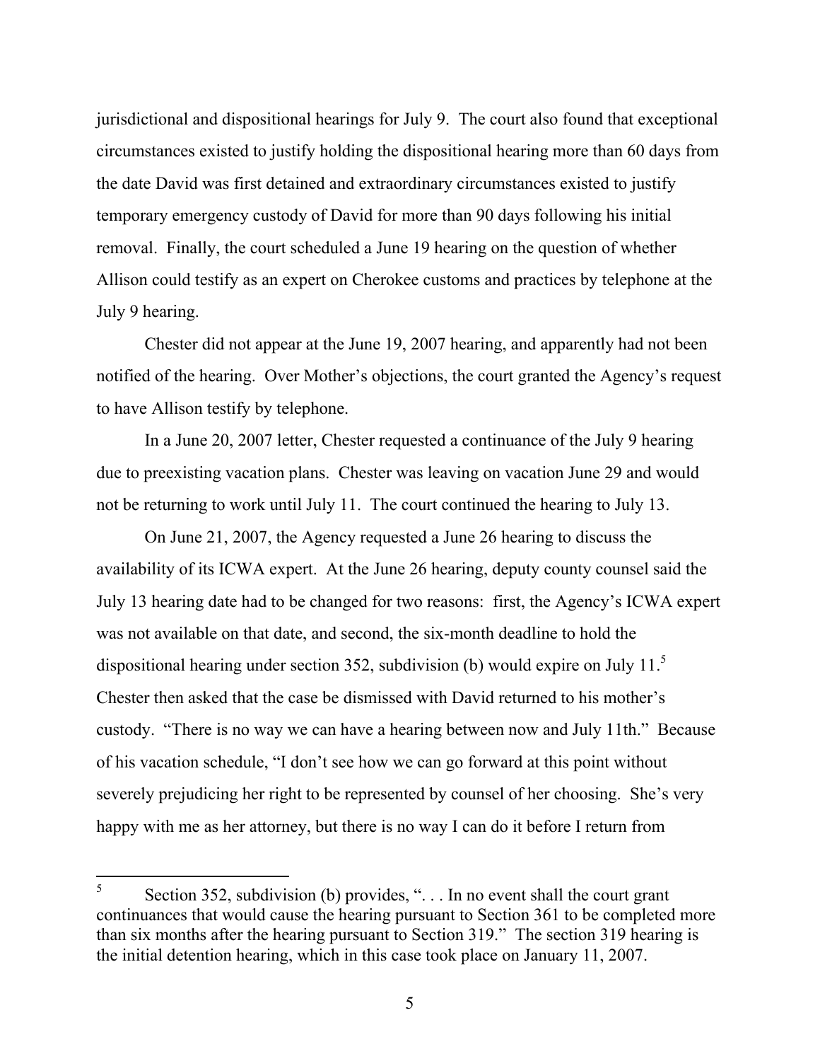jurisdictional and dispositional hearings for July 9. The court also found that exceptional circumstances existed to justify holding the dispositional hearing more than 60 days from the date David was first detained and extraordinary circumstances existed to justify temporary emergency custody of David for more than 90 days following his initial removal. Finally, the court scheduled a June 19 hearing on the question of whether Allison could testify as an expert on Cherokee customs and practices by telephone at the July 9 hearing.

Chester did not appear at the June 19, 2007 hearing, and apparently had not been notified of the hearing. Over Mother's objections, the court granted the Agency's request to have Allison testify by telephone.

In a June 20, 2007 letter, Chester requested a continuance of the July 9 hearing due to preexisting vacation plans. Chester was leaving on vacation June 29 and would not be returning to work until July 11. The court continued the hearing to July 13.

On June 21, 2007, the Agency requested a June 26 hearing to discuss the availability of its ICWA expert. At the June 26 hearing, deputy county counsel said the July 13 hearing date had to be changed for two reasons: first, the Agency's ICWA expert was not available on that date, and second, the six-month deadline to hold the dispositional hearing under section 352, subdivision (b) would expire on July 11.[5] Chester then asked that the case be dismissed with David returned to his mother's custody. "There is no way we can have a hearing between now and July 11th." Because of his vacation schedule, "I don't see how we can go forward at this point without severely prejudicing her right to be represented by counsel of her choosing. She's very happy with me as her attorney, but there is no way I can do it before I return from

---

[5] Section 352, subdivision (b) provides, ". . . In no event shall the court grant continuances that would cause the hearing pursuant to Section 361 to be completed more than six months after the hearing pursuant to Section 319." The section 319 hearing is the initial detention hearing, which in this case took place on January 11, 2007.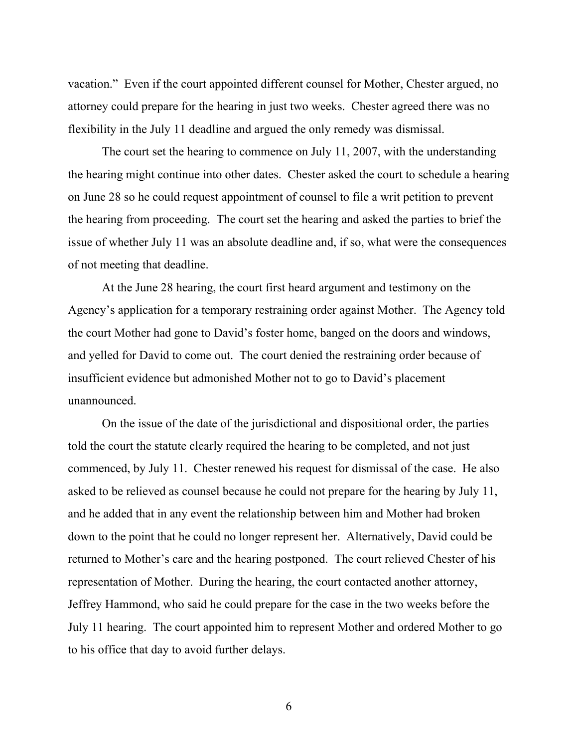vacation." Even if the court appointed different counsel for Mother, Chester argued, no attorney could prepare for the hearing in just two weeks. Chester agreed there was no flexibility in the July 11 deadline and argued the only remedy was dismissal.

The court set the hearing to commence on July 11, 2007, with the understanding the hearing might continue into other dates. Chester asked the court to schedule a hearing on June 28 so he could request appointment of counsel to file a writ petition to prevent the hearing from proceeding. The court set the hearing and asked the parties to brief the issue of whether July 11 was an absolute deadline and, if so, what were the consequences of not meeting that deadline.

At the June 28 hearing, the court first heard argument and testimony on the Agency's application for a temporary restraining order against Mother. The Agency told the court Mother had gone to David's foster home, banged on the doors and windows, and yelled for David to come out. The court denied the restraining order because of insufficient evidence but admonished Mother not to go to David's placement unannounced.

On the issue of the date of the jurisdictional and dispositional order, the parties told the court the statute clearly required the hearing to be completed, and not just commenced, by July 11. Chester renewed his request for dismissal of the case. He also asked to be relieved as counsel because he could not prepare for the hearing by July 11, and he added that in any event the relationship between him and Mother had broken down to the point that he could no longer represent her. Alternatively, David could be returned to Mother's care and the hearing postponed. The court relieved Chester of his representation of Mother. During the hearing, the court contacted another attorney, Jeffrey Hammond, who said he could prepare for the case in the two weeks before the July 11 hearing. The court appointed him to represent Mother and ordered Mother to go to his office that day to avoid further delays.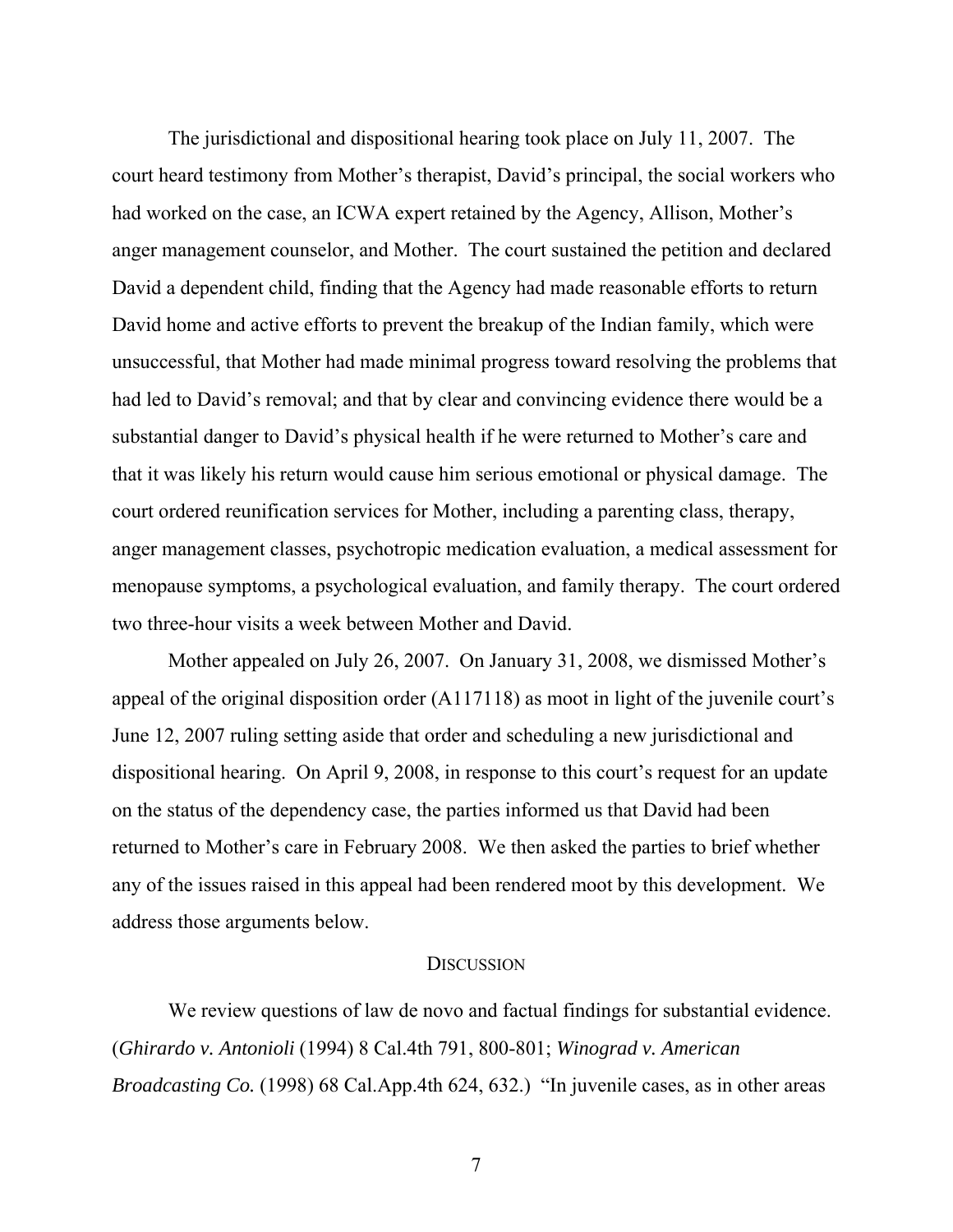The jurisdictional and dispositional hearing took place on July 11, 2007. The court heard testimony from Mother's therapist, David's principal, the social workers who had worked on the case, an ICWA expert retained by the Agency, Allison, Mother's anger management counselor, and Mother. The court sustained the petition and declared David a dependent child, finding that the Agency had made reasonable efforts to return David home and active efforts to prevent the breakup of the Indian family, which were unsuccessful, that Mother had made minimal progress toward resolving the problems that had led to David's removal; and that by clear and convincing evidence there would be a substantial danger to David's physical health if he were returned to Mother's care and that it was likely his return would cause him serious emotional or physical damage. The court ordered reunification services for Mother, including a parenting class, therapy, anger management classes, psychotropic medication evaluation, a medical assessment for menopause symptoms, a psychological evaluation, and family therapy. The court ordered two three-hour visits a week between Mother and David.

Mother appealed on July 26, 2007. On January 31, 2008, we dismissed Mother's appeal of the original disposition order (A117118) as moot in light of the juvenile court's June 12, 2007 ruling setting aside that order and scheduling a new jurisdictional and dispositional hearing. On April 9, 2008, in response to this court's request for an update on the status of the dependency case, the parties informed us that David had been returned to Mother's care in February 2008. We then asked the parties to brief whether any of the issues raised in this appeal had been rendered moot by this development. We address those arguments below.

## DISCUSSION

We review questions of law de novo and factual findings for substantial evidence. (*Ghirardo v. Antonioli* (1994) 8 Cal.4th 791, 800-801; *Winograd v. American Broadcasting Co.* (1998) 68 Cal.App.4th 624, 632.) "In juvenile cases, as in other areas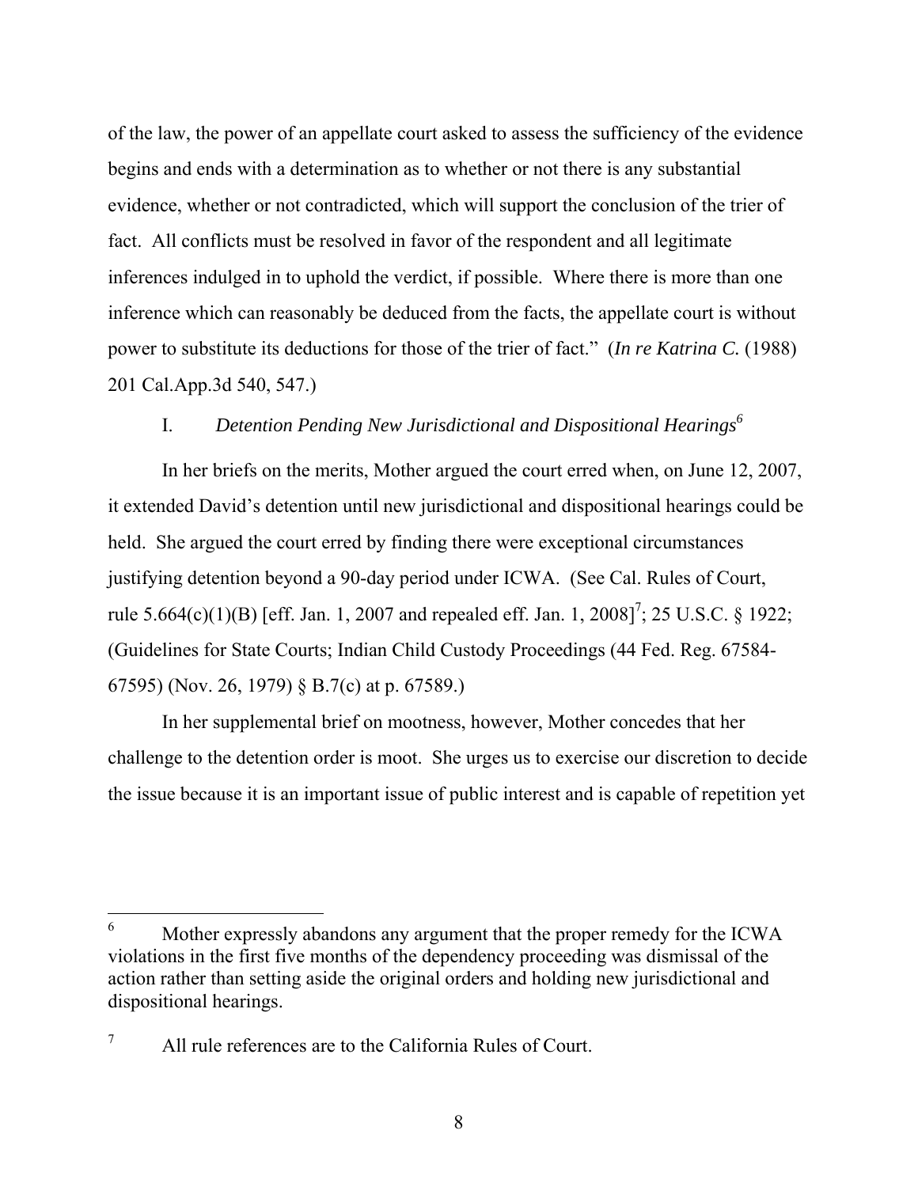of the law, the power of an appellate court asked to assess the sufficiency of the evidence begins and ends with a determination as to whether or not there is any substantial evidence, whether or not contradicted, which will support the conclusion of the trier of fact. All conflicts must be resolved in favor of the respondent and all legitimate inferences indulged in to uphold the verdict, if possible. Where there is more than one inference which can reasonably be deduced from the facts, the appellate court is without power to substitute its deductions for those of the trier of fact." (*In re Katrina C.* (1988) 201 Cal.App.3d 540, 547.)

## I. *Detention Pending New Jurisdictional and Dispositional Hearings*[6]

In her briefs on the merits, Mother argued the court erred when, on June 12, 2007, it extended David's detention until new jurisdictional and dispositional hearings could be held. She argued the court erred by finding there were exceptional circumstances justifying detention beyond a 90-day period under ICWA. (See Cal. Rules of Court, rule 5.664(c)(1)(B) [eff. Jan. 1, 2007 and repealed eff. Jan. 1, 2008][7]; 25 U.S.C. § 1922; (Guidelines for State Courts; Indian Child Custody Proceedings (44 Fed. Reg. 67584-67595) (Nov. 26, 1979) § B.7(c) at p. 67589.)

In her supplemental brief on mootness, however, Mother concedes that her challenge to the detention order is moot. She urges us to exercise our discretion to decide the issue because it is an important issue of public interest and is capable of repetition yet

---

[6] Mother expressly abandons any argument that the proper remedy for the ICWA violations in the first five months of the dependency proceeding was dismissal of the action rather than setting aside the original orders and holding new jurisdictional and dispositional hearings.

[7] All rule references are to the California Rules of Court.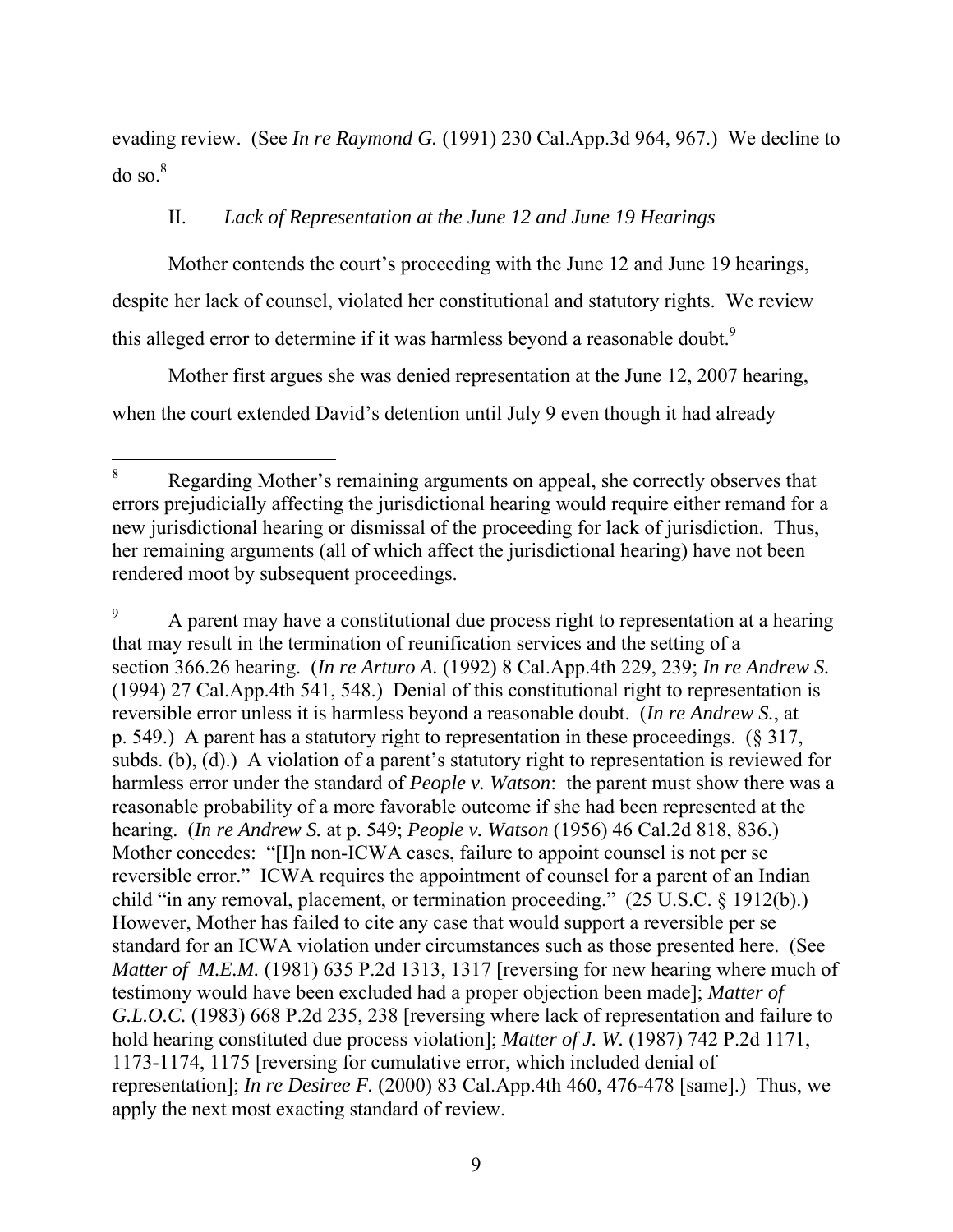evading review. (See *In re Raymond G.* (1991) 230 Cal.App.3d 964, 967.) We decline to do so.[8]

II. *Lack of Representation at the June 12 and June 19 Hearings*

Mother contends the court's proceeding with the June 12 and June 19 hearings, despite her lack of counsel, violated her constitutional and statutory rights. We review this alleged error to determine if it was harmless beyond a reasonable doubt.[9]

Mother first argues she was denied representation at the June 12, 2007 hearing, when the court extended David's detention until July 9 even though it had already

---

[8] Regarding Mother's remaining arguments on appeal, she correctly observes that errors prejudicially affecting the jurisdictional hearing would require either remand for a new jurisdictional hearing or dismissal of the proceeding for lack of jurisdiction. Thus, her remaining arguments (all of which affect the jurisdictional hearing) have not been rendered moot by subsequent proceedings.

[9] A parent may have a constitutional due process right to representation at a hearing that may result in the termination of reunification services and the setting of a section 366.26 hearing. (*In re Arturo A.* (1992) 8 Cal.App.4th 229, 239; *In re Andrew S.* (1994) 27 Cal.App.4th 541, 548.) Denial of this constitutional right to representation is reversible error unless it is harmless beyond a reasonable doubt. (*In re Andrew S.*, at p. 549.) A parent has a statutory right to representation in these proceedings. (§ 317, subds. (b), (d).) A violation of a parent's statutory right to representation is reviewed for harmless error under the standard of *People v. Watson*: the parent must show there was a reasonable probability of a more favorable outcome if she had been represented at the hearing. (*In re Andrew S.* at p. 549; *People v. Watson* (1956) 46 Cal.2d 818, 836.) Mother concedes: "[I]n non-ICWA cases, failure to appoint counsel is not per se reversible error." ICWA requires the appointment of counsel for a parent of an Indian child "in any removal, placement, or termination proceeding." (25 U.S.C. § 1912(b).) However, Mother has failed to cite any case that would support a reversible per se standard for an ICWA violation under circumstances such as those presented here. (See *Matter of M.E.M.* (1981) 635 P.2d 1313, 1317 [reversing for new hearing where much of testimony would have been excluded had a proper objection been made]; *Matter of G.L.O.C.* (1983) 668 P.2d 235, 238 [reversing where lack of representation and failure to hold hearing constituted due process violation]; *Matter of J. W.* (1987) 742 P.2d 1171, 1173-1174, 1175 [reversing for cumulative error, which included denial of representation]; *In re Desiree F.* (2000) 83 Cal.App.4th 460, 476-478 [same].) Thus, we apply the next most exacting standard of review.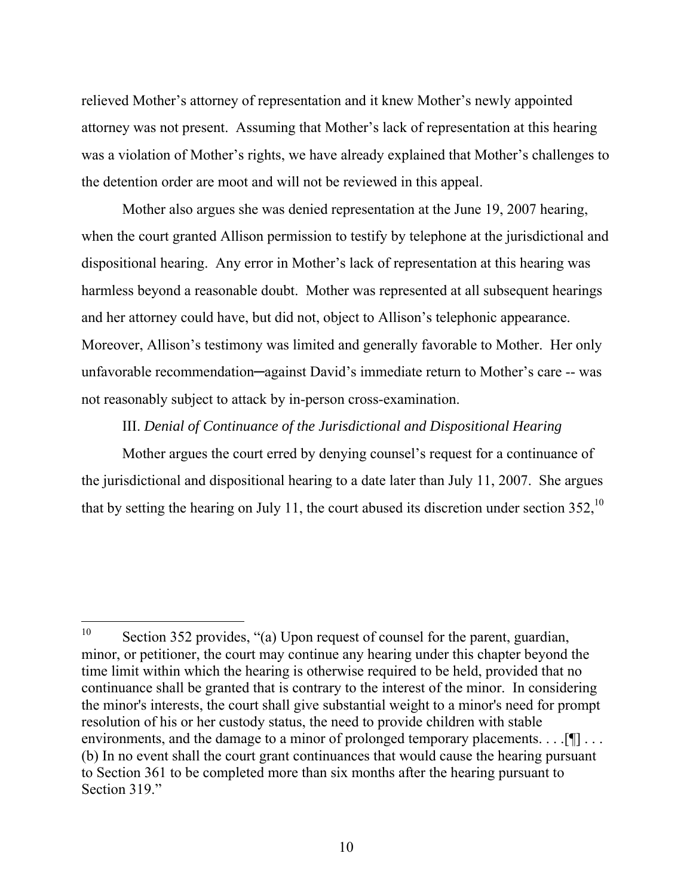relieved Mother's attorney of representation and it knew Mother's newly appointed attorney was not present. Assuming that Mother's lack of representation at this hearing was a violation of Mother's rights, we have already explained that Mother's challenges to the detention order are moot and will not be reviewed in this appeal.

Mother also argues she was denied representation at the June 19, 2007 hearing, when the court granted Allison permission to testify by telephone at the jurisdictional and dispositional hearing. Any error in Mother's lack of representation at this hearing was harmless beyond a reasonable doubt. Mother was represented at all subsequent hearings and her attorney could have, but did not, object to Allison's telephonic appearance. Moreover, Allison's testimony was limited and generally favorable to Mother. Her only unfavorable recommendation─against David's immediate return to Mother's care -- was not reasonably subject to attack by in-person cross-examination.

III. *Denial of Continuance of the Jurisdictional and Dispositional Hearing*

Mother argues the court erred by denying counsel's request for a continuance of the jurisdictional and dispositional hearing to a date later than July 11, 2007. She argues that by setting the hearing on July 11, the court abused its discretion under section 352,[10]

---

[10] Section 352 provides, "(a) Upon request of counsel for the parent, guardian, minor, or petitioner, the court may continue any hearing under this chapter beyond the time limit within which the hearing is otherwise required to be held, provided that no continuance shall be granted that is contrary to the interest of the minor. In considering the minor's interests, the court shall give substantial weight to a minor's need for prompt resolution of his or her custody status, the need to provide children with stable environments, and the damage to a minor of prolonged temporary placements. . . .[¶] . . . (b) In no event shall the court grant continuances that would cause the hearing pursuant to Section 361 to be completed more than six months after the hearing pursuant to Section 319."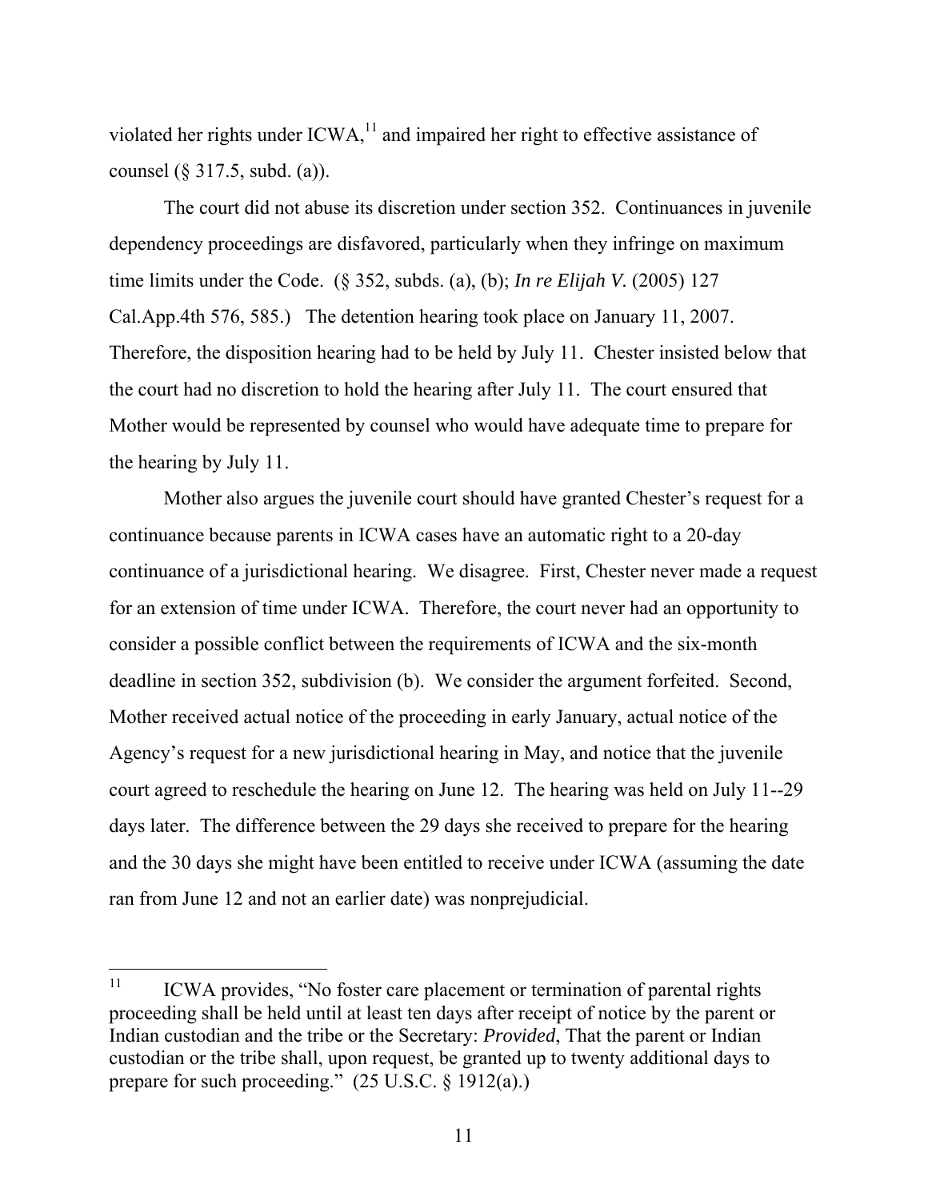violated her rights under ICWA,[11] and impaired her right to effective assistance of counsel (§ 317.5, subd. (a)).

The court did not abuse its discretion under section 352. Continuances in juvenile dependency proceedings are disfavored, particularly when they infringe on maximum time limits under the Code. (§ 352, subds. (a), (b); *In re Elijah V.* (2005) 127 Cal.App.4th 576, 585.) The detention hearing took place on January 11, 2007. Therefore, the disposition hearing had to be held by July 11. Chester insisted below that the court had no discretion to hold the hearing after July 11. The court ensured that Mother would be represented by counsel who would have adequate time to prepare for the hearing by July 11.

Mother also argues the juvenile court should have granted Chester's request for a continuance because parents in ICWA cases have an automatic right to a 20-day continuance of a jurisdictional hearing. We disagree. First, Chester never made a request for an extension of time under ICWA. Therefore, the court never had an opportunity to consider a possible conflict between the requirements of ICWA and the six-month deadline in section 352, subdivision (b). We consider the argument forfeited. Second, Mother received actual notice of the proceeding in early January, actual notice of the Agency's request for a new jurisdictional hearing in May, and notice that the juvenile court agreed to reschedule the hearing on June 12. The hearing was held on July 11--29 days later. The difference between the 29 days she received to prepare for the hearing and the 30 days she might have been entitled to receive under ICWA (assuming the date ran from June 12 and not an earlier date) was nonprejudicial.

---

[11] ICWA provides, "No foster care placement or termination of parental rights proceeding shall be held until at least ten days after receipt of notice by the parent or Indian custodian and the tribe or the Secretary: *Provided*, That the parent or Indian custodian or the tribe shall, upon request, be granted up to twenty additional days to prepare for such proceeding." (25 U.S.C. § 1912(a).)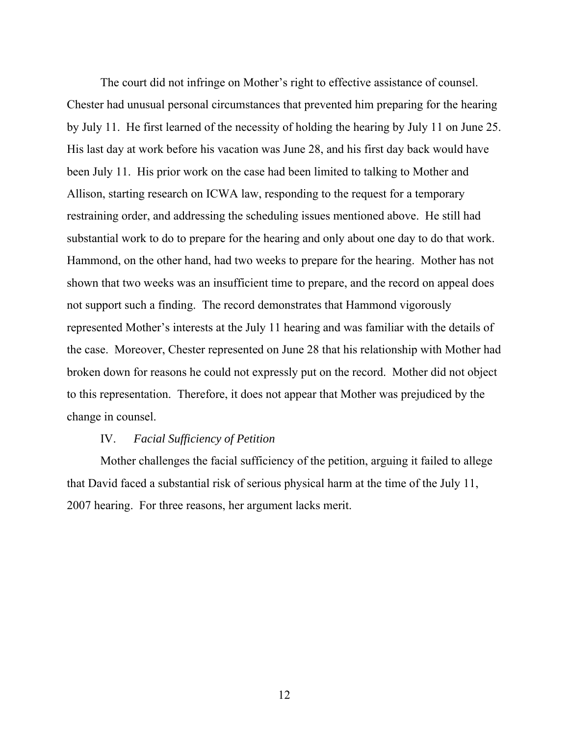The court did not infringe on Mother's right to effective assistance of counsel. Chester had unusual personal circumstances that prevented him preparing for the hearing by July 11. He first learned of the necessity of holding the hearing by July 11 on June 25. His last day at work before his vacation was June 28, and his first day back would have been July 11. His prior work on the case had been limited to talking to Mother and Allison, starting research on ICWA law, responding to the request for a temporary restraining order, and addressing the scheduling issues mentioned above. He still had substantial work to do to prepare for the hearing and only about one day to do that work. Hammond, on the other hand, had two weeks to prepare for the hearing. Mother has not shown that two weeks was an insufficient time to prepare, and the record on appeal does not support such a finding. The record demonstrates that Hammond vigorously represented Mother's interests at the July 11 hearing and was familiar with the details of the case. Moreover, Chester represented on June 28 that his relationship with Mother had broken down for reasons he could not expressly put on the record. Mother did not object to this representation. Therefore, it does not appear that Mother was prejudiced by the change in counsel.

## IV. *Facial Sufficiency of Petition*

Mother challenges the facial sufficiency of the petition, arguing it failed to allege that David faced a substantial risk of serious physical harm at the time of the July 11, 2007 hearing. For three reasons, her argument lacks merit.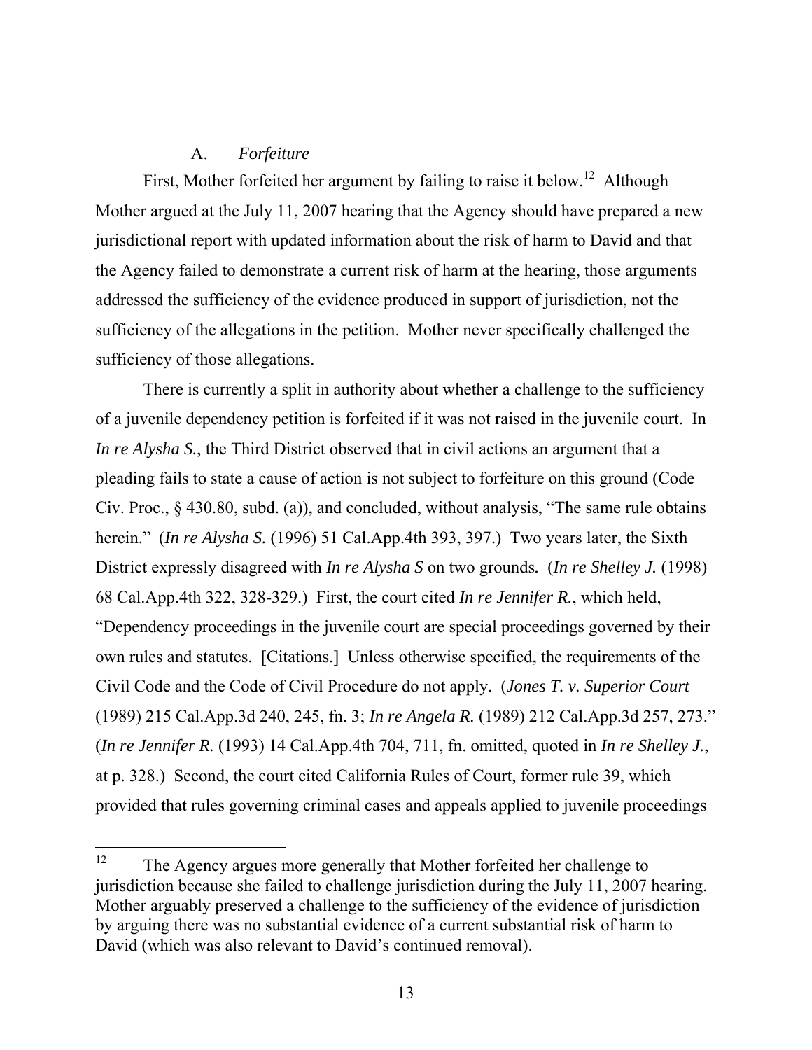### A. *Forfeiture*

First, Mother forfeited her argument by failing to raise it below.[12] Although Mother argued at the July 11, 2007 hearing that the Agency should have prepared a new jurisdictional report with updated information about the risk of harm to David and that the Agency failed to demonstrate a current risk of harm at the hearing, those arguments addressed the sufficiency of the evidence produced in support of jurisdiction, not the sufficiency of the allegations in the petition. Mother never specifically challenged the sufficiency of those allegations.

There is currently a split in authority about whether a challenge to the sufficiency of a juvenile dependency petition is forfeited if it was not raised in the juvenile court. In *In re Alysha S.*, the Third District observed that in civil actions an argument that a pleading fails to state a cause of action is not subject to forfeiture on this ground (Code Civ. Proc., § 430.80, subd. (a)), and concluded, without analysis, "The same rule obtains herein." (*In re Alysha S.* (1996) 51 Cal.App.4th 393, 397.) Two years later, the Sixth District expressly disagreed with *In re Alysha S* on two grounds*.* (*In re Shelley J.* (1998) 68 Cal.App.4th 322, 328-329.) First, the court cited *In re Jennifer R.*, which held, "Dependency proceedings in the juvenile court are special proceedings governed by their own rules and statutes. [Citations.] Unless otherwise specified, the requirements of the Civil Code and the Code of Civil Procedure do not apply. (*Jones T. v. Superior Court* (1989) 215 Cal.App.3d 240, 245, fn. 3; *In re Angela R.* (1989) 212 Cal.App.3d 257, 273." (*In re Jennifer R.* (1993) 14 Cal.App.4th 704, 711, fn. omitted, quoted in *In re Shelley J.*, at p. 328.) Second, the court cited California Rules of Court, former rule 39, which provided that rules governing criminal cases and appeals applied to juvenile proceedings

---

[12] The Agency argues more generally that Mother forfeited her challenge to jurisdiction because she failed to challenge jurisdiction during the July 11, 2007 hearing. Mother arguably preserved a challenge to the sufficiency of the evidence of jurisdiction by arguing there was no substantial evidence of a current substantial risk of harm to David (which was also relevant to David's continued removal).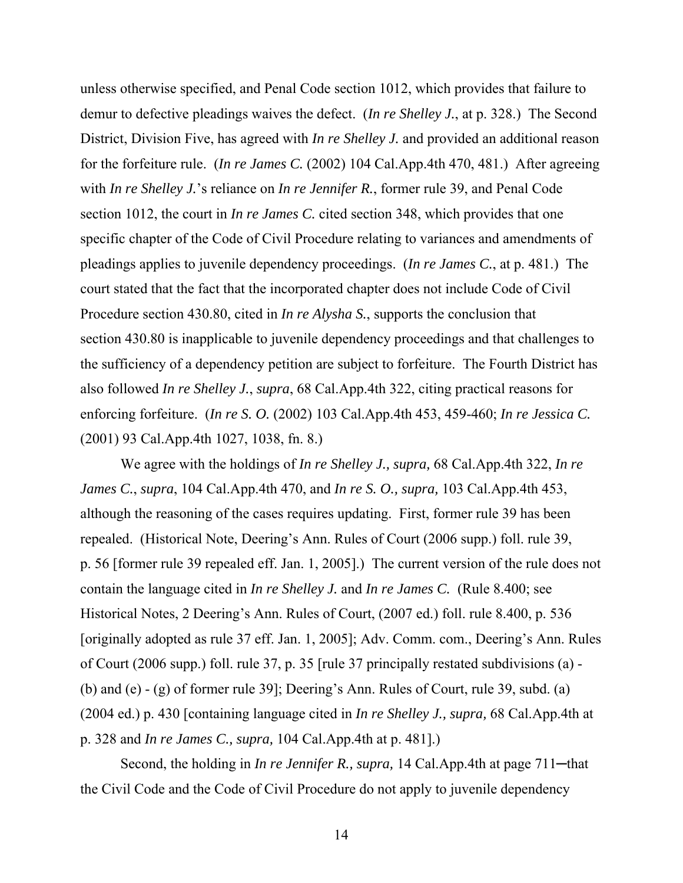unless otherwise specified, and Penal Code section 1012, which provides that failure to demur to defective pleadings waives the defect. (*In re Shelley J.*, at p. 328.) The Second District, Division Five, has agreed with *In re Shelley J.* and provided an additional reason for the forfeiture rule. (*In re James C.* (2002) 104 Cal.App.4th 470, 481.) After agreeing with *In re Shelley J.*'s reliance on *In re Jennifer R.*, former rule 39, and Penal Code section 1012, the court in *In re James C.* cited section 348, which provides that one specific chapter of the Code of Civil Procedure relating to variances and amendments of pleadings applies to juvenile dependency proceedings. (*In re James C.*, at p. 481.) The court stated that the fact that the incorporated chapter does not include Code of Civil Procedure section 430.80, cited in *In re Alysha S.*, supports the conclusion that section 430.80 is inapplicable to juvenile dependency proceedings and that challenges to the sufficiency of a dependency petition are subject to forfeiture. The Fourth District has also followed *In re Shelley J.*, *supra*, 68 Cal.App.4th 322, citing practical reasons for enforcing forfeiture. (*In re S. O.* (2002) 103 Cal.App.4th 453, 459-460; *In re Jessica C.* (2001) 93 Cal.App.4th 1027, 1038, fn. 8.)

We agree with the holdings of *In re Shelley J., supra,* 68 Cal.App.4th 322, *In re James C.*, *supra*, 104 Cal.App.4th 470, and *In re S. O., supra,* 103 Cal.App.4th 453, although the reasoning of the cases requires updating. First, former rule 39 has been repealed. (Historical Note, Deering's Ann. Rules of Court (2006 supp.) foll. rule 39, p. 56 [former rule 39 repealed eff. Jan. 1, 2005].) The current version of the rule does not contain the language cited in *In re Shelley J.* and *In re James C.* (Rule 8.400; see Historical Notes, 2 Deering's Ann. Rules of Court, (2007 ed.) foll. rule 8.400, p. 536 [originally adopted as rule 37 eff. Jan. 1, 2005]; Adv. Comm. com., Deering's Ann. Rules of Court (2006 supp.) foll. rule 37, p. 35 [rule 37 principally restated subdivisions (a) - (b) and (e) - (g) of former rule 39]; Deering's Ann. Rules of Court, rule 39, subd. (a) (2004 ed.) p. 430 [containing language cited in *In re Shelley J., supra,* 68 Cal.App.4th at p. 328 and *In re James C., supra,* 104 Cal.App.4th at p. 481].)

Second, the holding in *In re Jennifer R., supra,* 14 Cal.App.4th at page 711—that the Civil Code and the Code of Civil Procedure do not apply to juvenile dependency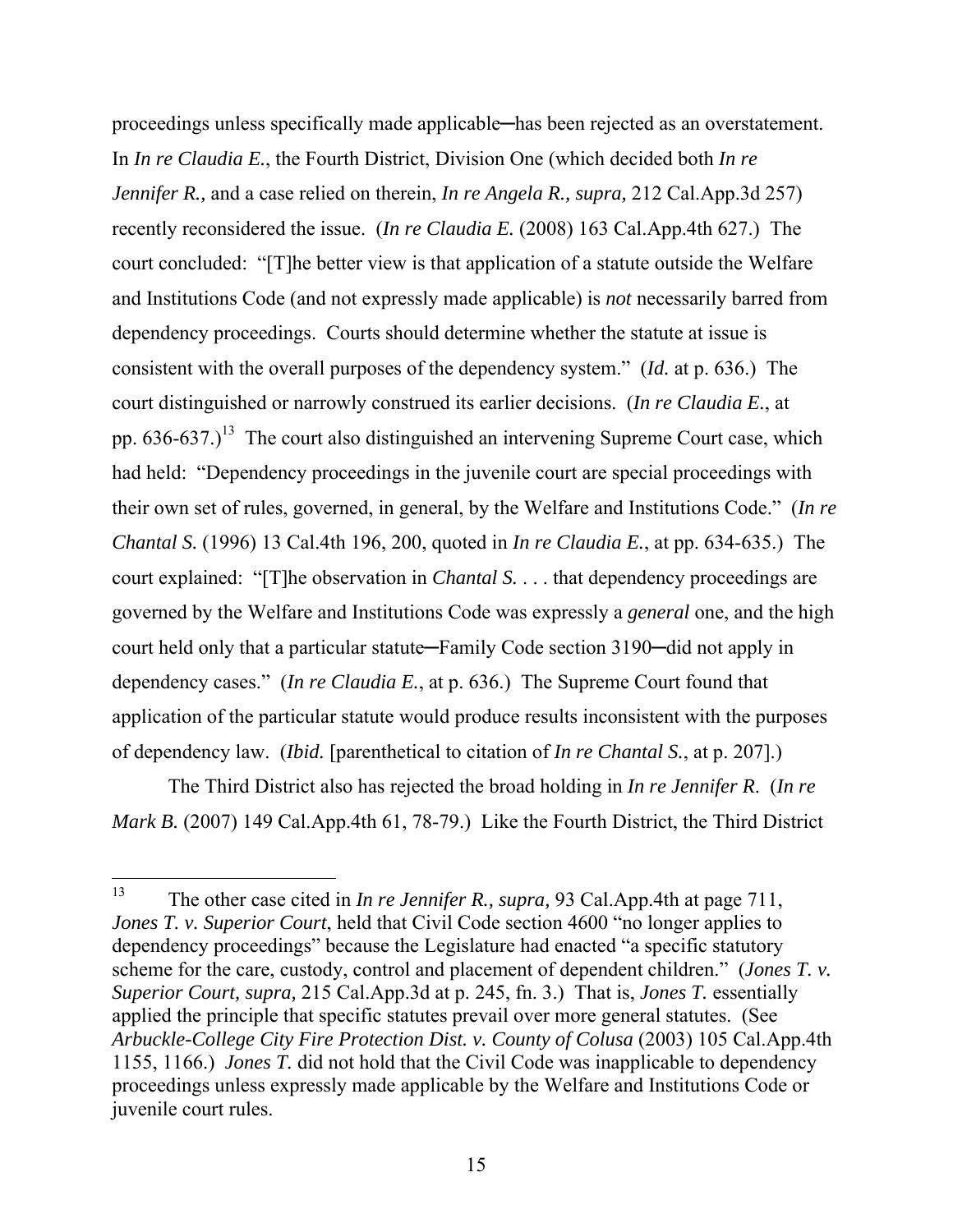proceedings unless specifically made applicable─has been rejected as an overstatement. In *In re Claudia E.*, the Fourth District, Division One (which decided both *In re Jennifer R.,* and a case relied on therein, *In re Angela R., supra,* 212 Cal.App.3d 257) recently reconsidered the issue. (*In re Claudia E.* (2008) 163 Cal.App.4th 627.) The court concluded: "[T]he better view is that application of a statute outside the Welfare and Institutions Code (and not expressly made applicable) is *not* necessarily barred from dependency proceedings. Courts should determine whether the statute at issue is consistent with the overall purposes of the dependency system." (*Id.* at p. 636.) The court distinguished or narrowly construed its earlier decisions. (*In re Claudia E.*, at pp. 636-637.)[13] The court also distinguished an intervening Supreme Court case, which had held: "Dependency proceedings in the juvenile court are special proceedings with their own set of rules, governed, in general, by the Welfare and Institutions Code." (*In re Chantal S.* (1996) 13 Cal.4th 196, 200, quoted in *In re Claudia E.*, at pp. 634-635.) The court explained: "[T]he observation in *Chantal S.* . . . that dependency proceedings are governed by the Welfare and Institutions Code was expressly a *general* one, and the high court held only that a particular statute─Family Code section 3190─did not apply in dependency cases." (*In re Claudia E.*, at p. 636.) The Supreme Court found that application of the particular statute would produce results inconsistent with the purposes of dependency law. (*Ibid.* [parenthetical to citation of *In re Chantal S.*, at p. 207].)

The Third District also has rejected the broad holding in *In re Jennifer R*. (*In re Mark B.* (2007) 149 Cal.App.4th 61, 78-79.) Like the Fourth District, the Third District

---

[13] The other case cited in *In re Jennifer R., supra,* 93 Cal.App.4th at page 711, *Jones T. v. Superior Court*, held that Civil Code section 4600 "no longer applies to dependency proceedings" because the Legislature had enacted "a specific statutory scheme for the care, custody, control and placement of dependent children." (*Jones T. v. Superior Court, supra,* 215 Cal.App.3d at p. 245, fn. 3.) That is, *Jones T.* essentially applied the principle that specific statutes prevail over more general statutes. (See *Arbuckle-College City Fire Protection Dist. v. County of Colusa* (2003) 105 Cal.App.4th 1155, 1166.) *Jones T.* did not hold that the Civil Code was inapplicable to dependency proceedings unless expressly made applicable by the Welfare and Institutions Code or juvenile court rules.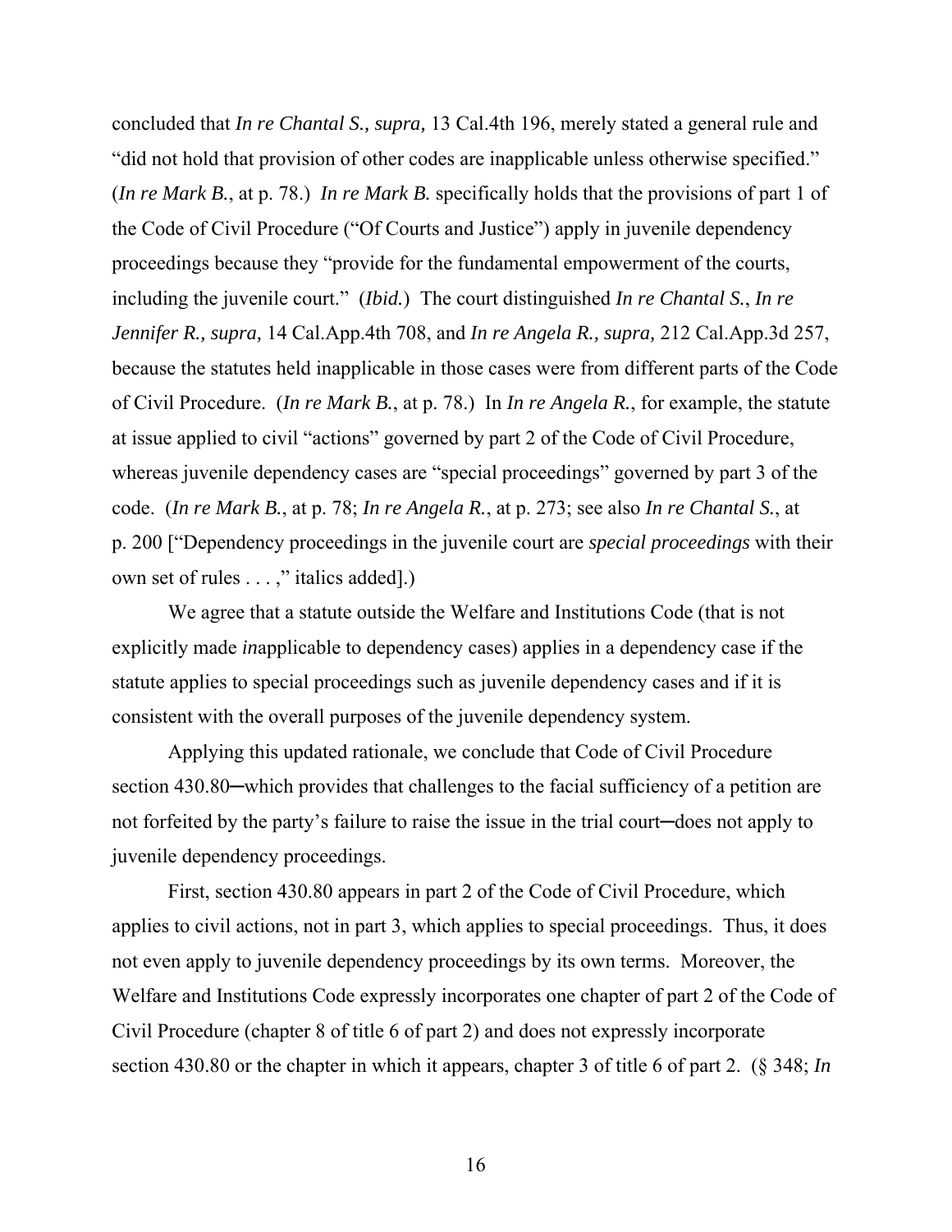concluded that *In re Chantal S., supra,* 13 Cal.4th 196, merely stated a general rule and "did not hold that provision of other codes are inapplicable unless otherwise specified." (*In re Mark B.*, at p. 78.) *In re Mark B.* specifically holds that the provisions of part 1 of the Code of Civil Procedure ("Of Courts and Justice") apply in juvenile dependency proceedings because they "provide for the fundamental empowerment of the courts, including the juvenile court." (*Ibid.*) The court distinguished *In re Chantal S.*, *In re Jennifer R., supra,* 14 Cal.App.4th 708, and *In re Angela R., supra,* 212 Cal.App.3d 257, because the statutes held inapplicable in those cases were from different parts of the Code of Civil Procedure. (*In re Mark B.*, at p. 78.) In *In re Angela R.*, for example, the statute at issue applied to civil "actions" governed by part 2 of the Code of Civil Procedure, whereas juvenile dependency cases are "special proceedings" governed by part 3 of the code. (*In re Mark B.*, at p. 78; *In re Angela R.*, at p. 273; see also *In re Chantal S.*, at p. 200 ["Dependency proceedings in the juvenile court are *special proceedings* with their own set of rules . . . ," italics added].)

We agree that a statute outside the Welfare and Institutions Code (that is not explicitly made *in*applicable to dependency cases) applies in a dependency case if the statute applies to special proceedings such as juvenile dependency cases and if it is consistent with the overall purposes of the juvenile dependency system.

Applying this updated rationale, we conclude that Code of Civil Procedure section 430.80─which provides that challenges to the facial sufficiency of a petition are not forfeited by the party's failure to raise the issue in the trial court─does not apply to juvenile dependency proceedings.

First, section 430.80 appears in part 2 of the Code of Civil Procedure, which applies to civil actions, not in part 3, which applies to special proceedings. Thus, it does not even apply to juvenile dependency proceedings by its own terms. Moreover, the Welfare and Institutions Code expressly incorporates one chapter of part 2 of the Code of Civil Procedure (chapter 8 of title 6 of part 2) and does not expressly incorporate section 430.80 or the chapter in which it appears, chapter 3 of title 6 of part 2. (§ 348; *In*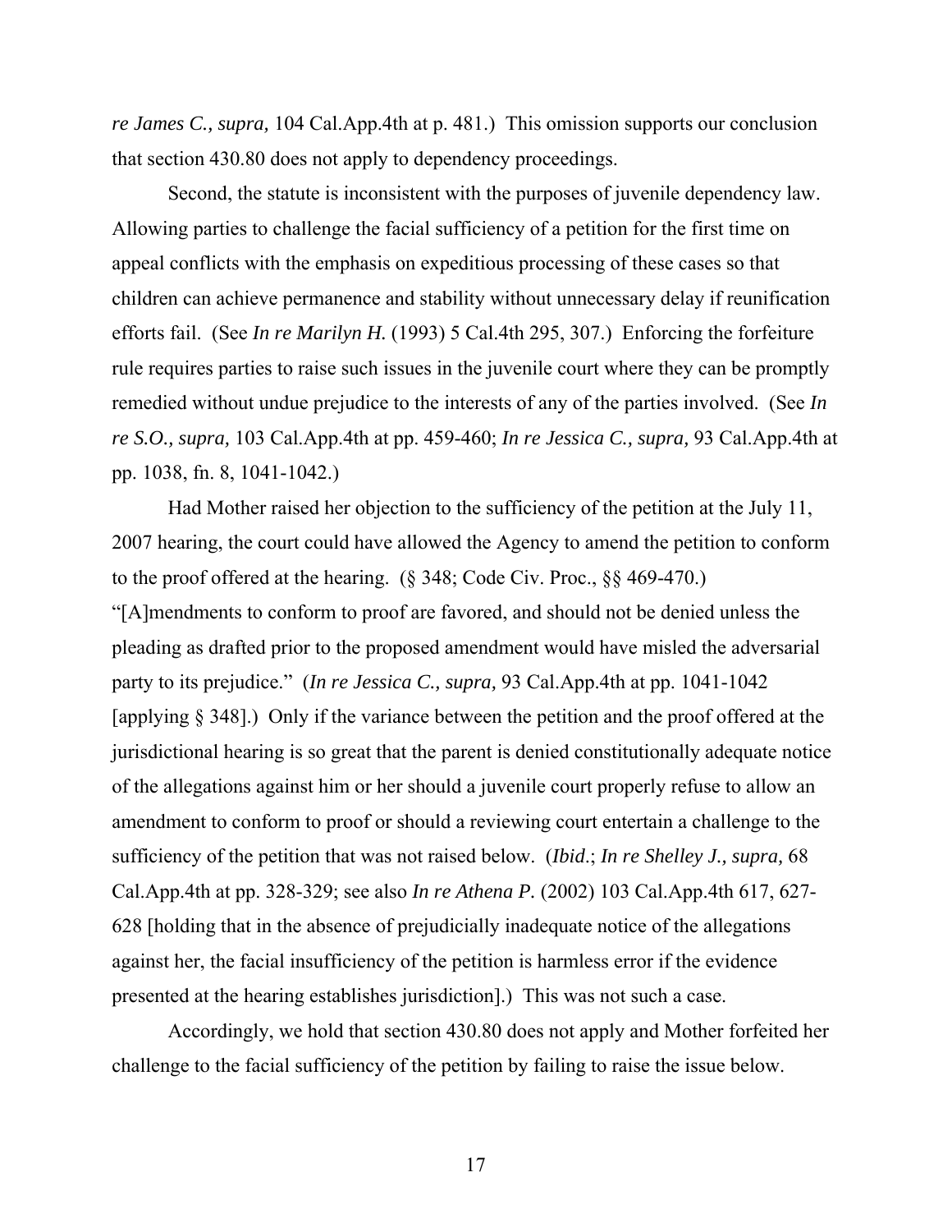*re James C., supra,* 104 Cal.App.4th at p. 481.) This omission supports our conclusion that section 430.80 does not apply to dependency proceedings.

Second, the statute is inconsistent with the purposes of juvenile dependency law. Allowing parties to challenge the facial sufficiency of a petition for the first time on appeal conflicts with the emphasis on expeditious processing of these cases so that children can achieve permanence and stability without unnecessary delay if reunification efforts fail. (See *In re Marilyn H.* (1993) 5 Cal.4th 295, 307.) Enforcing the forfeiture rule requires parties to raise such issues in the juvenile court where they can be promptly remedied without undue prejudice to the interests of any of the parties involved. (See *In re S.O., supra,* 103 Cal.App.4th at pp. 459-460; *In re Jessica C., supra,* 93 Cal.App.4th at pp. 1038, fn. 8, 1041-1042.)

Had Mother raised her objection to the sufficiency of the petition at the July 11, 2007 hearing, the court could have allowed the Agency to amend the petition to conform to the proof offered at the hearing. (§ 348; Code Civ. Proc., §§ 469-470.) "[A]mendments to conform to proof are favored, and should not be denied unless the pleading as drafted prior to the proposed amendment would have misled the adversarial party to its prejudice." (*In re Jessica C., supra,* 93 Cal.App.4th at pp. 1041-1042 [applying § 348].) Only if the variance between the petition and the proof offered at the jurisdictional hearing is so great that the parent is denied constitutionally adequate notice of the allegations against him or her should a juvenile court properly refuse to allow an amendment to conform to proof or should a reviewing court entertain a challenge to the sufficiency of the petition that was not raised below. (*Ibid*.; *In re Shelley J., supra,* 68 Cal.App.4th at pp. 328-329; see also *In re Athena P.* (2002) 103 Cal.App.4th 617, 627-628 [holding that in the absence of prejudicially inadequate notice of the allegations against her, the facial insufficiency of the petition is harmless error if the evidence presented at the hearing establishes jurisdiction].) This was not such a case.

Accordingly, we hold that section 430.80 does not apply and Mother forfeited her challenge to the facial sufficiency of the petition by failing to raise the issue below.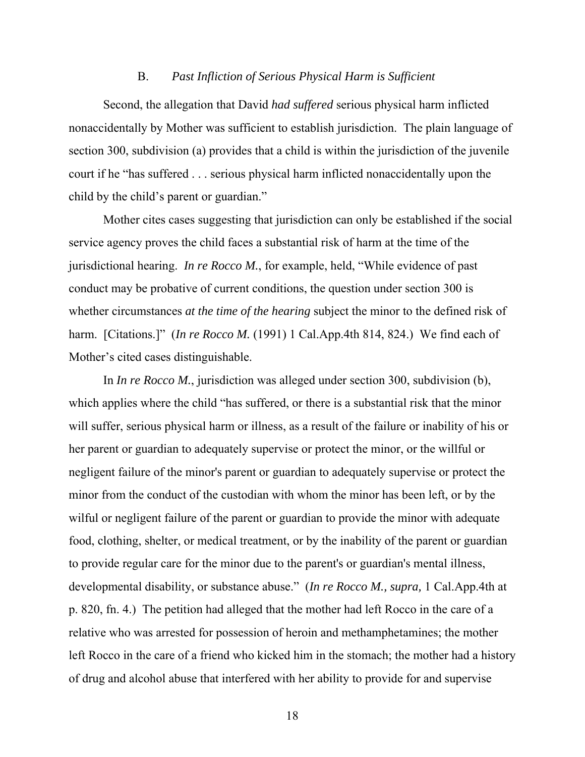### B. *Past Infliction of Serious Physical Harm is Sufficient*

Second, the allegation that David *had suffered* serious physical harm inflicted nonaccidentally by Mother was sufficient to establish jurisdiction. The plain language of section 300, subdivision (a) provides that a child is within the jurisdiction of the juvenile court if he "has suffered . . . serious physical harm inflicted nonaccidentally upon the child by the child's parent or guardian."

Mother cites cases suggesting that jurisdiction can only be established if the social service agency proves the child faces a substantial risk of harm at the time of the jurisdictional hearing. *In re Rocco M.*, for example, held, "While evidence of past conduct may be probative of current conditions, the question under section 300 is whether circumstances *at the time of the hearing* subject the minor to the defined risk of harm. [Citations.]" (*In re Rocco M.* (1991) 1 Cal.App.4th 814, 824.) We find each of Mother's cited cases distinguishable.

In *In re Rocco M.*, jurisdiction was alleged under section 300, subdivision (b), which applies where the child "has suffered, or there is a substantial risk that the minor will suffer, serious physical harm or illness, as a result of the failure or inability of his or her parent or guardian to adequately supervise or protect the minor, or the willful or negligent failure of the minor's parent or guardian to adequately supervise or protect the minor from the conduct of the custodian with whom the minor has been left, or by the wilful or negligent failure of the parent or guardian to provide the minor with adequate food, clothing, shelter, or medical treatment, or by the inability of the parent or guardian to provide regular care for the minor due to the parent's or guardian's mental illness, developmental disability, or substance abuse." (*In re Rocco M., supra,* 1 Cal.App.4th at p. 820, fn. 4.) The petition had alleged that the mother had left Rocco in the care of a relative who was arrested for possession of heroin and methamphetamines; the mother left Rocco in the care of a friend who kicked him in the stomach; the mother had a history of drug and alcohol abuse that interfered with her ability to provide for and supervise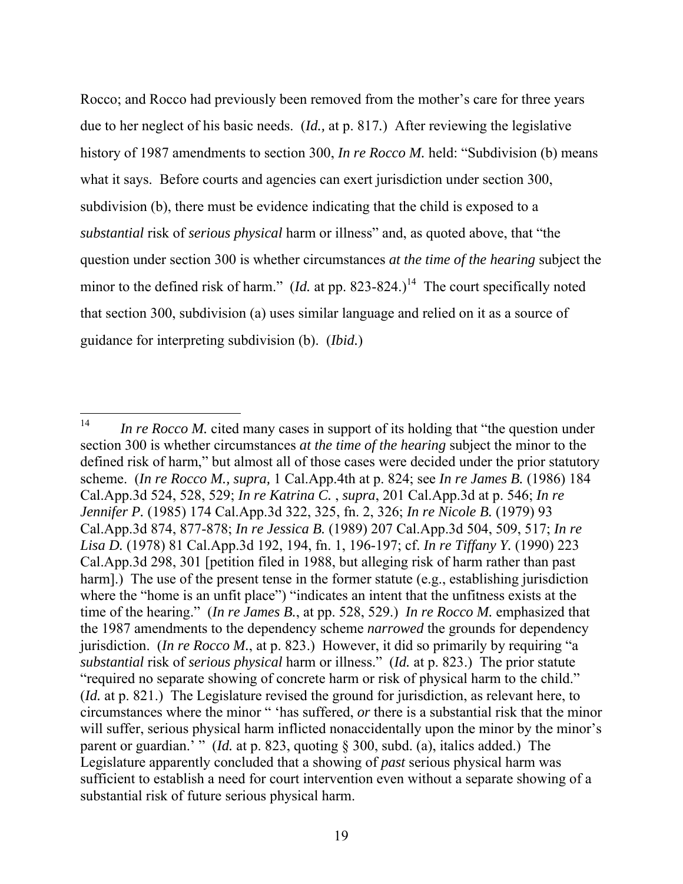Rocco; and Rocco had previously been removed from the mother's care for three years due to her neglect of his basic needs. (*Id.,* at p. 817.) After reviewing the legislative history of 1987 amendments to section 300, *In re Rocco M.* held: "Subdivision (b) means what it says. Before courts and agencies can exert jurisdiction under section 300, subdivision (b), there must be evidence indicating that the child is exposed to a *substantial* risk of *serious physical* harm or illness" and, as quoted above, that "the question under section 300 is whether circumstances *at the time of the hearing* subject the minor to the defined risk of harm." (*Id.* at pp. 823-824.)[14] The court specifically noted that section 300, subdivision (a) uses similar language and relied on it as a source of guidance for interpreting subdivision (b). (*Ibid.*)

---

[14] *In re Rocco M.* cited many cases in support of its holding that "the question under section 300 is whether circumstances *at the time of the hearing* subject the minor to the defined risk of harm," but almost all of those cases were decided under the prior statutory scheme. (*In re Rocco M., supra,* 1 Cal.App.4th at p. 824; see *In re James B.* (1986) 184 Cal.App.3d 524, 528, 529; *In re Katrina C.* , *supra*, 201 Cal.App.3d at p. 546; *In re Jennifer P.* (1985) 174 Cal.App.3d 322, 325, fn. 2, 326; *In re Nicole B.* (1979) 93 Cal.App.3d 874, 877-878; *In re Jessica B.* (1989) 207 Cal.App.3d 504, 509, 517; *In re Lisa D.* (1978) 81 Cal.App.3d 192, 194, fn. 1, 196-197; cf. *In re Tiffany Y.* (1990) 223 Cal.App.3d 298, 301 [petition filed in 1988, but alleging risk of harm rather than past harm].) The use of the present tense in the former statute (e.g., establishing jurisdiction where the "home is an unfit place") "indicates an intent that the unfitness exists at the time of the hearing." (*In re James B.*, at pp. 528, 529.) *In re Rocco M.* emphasized that the 1987 amendments to the dependency scheme *narrowed* the grounds for dependency jurisdiction. (*In re Rocco M.*, at p. 823.) However, it did so primarily by requiring "a *substantial* risk of *serious physical* harm or illness." (*Id.* at p. 823.) The prior statute "required no separate showing of concrete harm or risk of physical harm to the child." (*Id.* at p. 821.) The Legislature revised the ground for jurisdiction, as relevant here, to circumstances where the minor " 'has suffered, *or* there is a substantial risk that the minor will suffer, serious physical harm inflicted nonaccidentally upon the minor by the minor's parent or guardian.' " (*Id.* at p. 823, quoting § 300, subd. (a), italics added.) The Legislature apparently concluded that a showing of *past* serious physical harm was sufficient to establish a need for court intervention even without a separate showing of a substantial risk of future serious physical harm.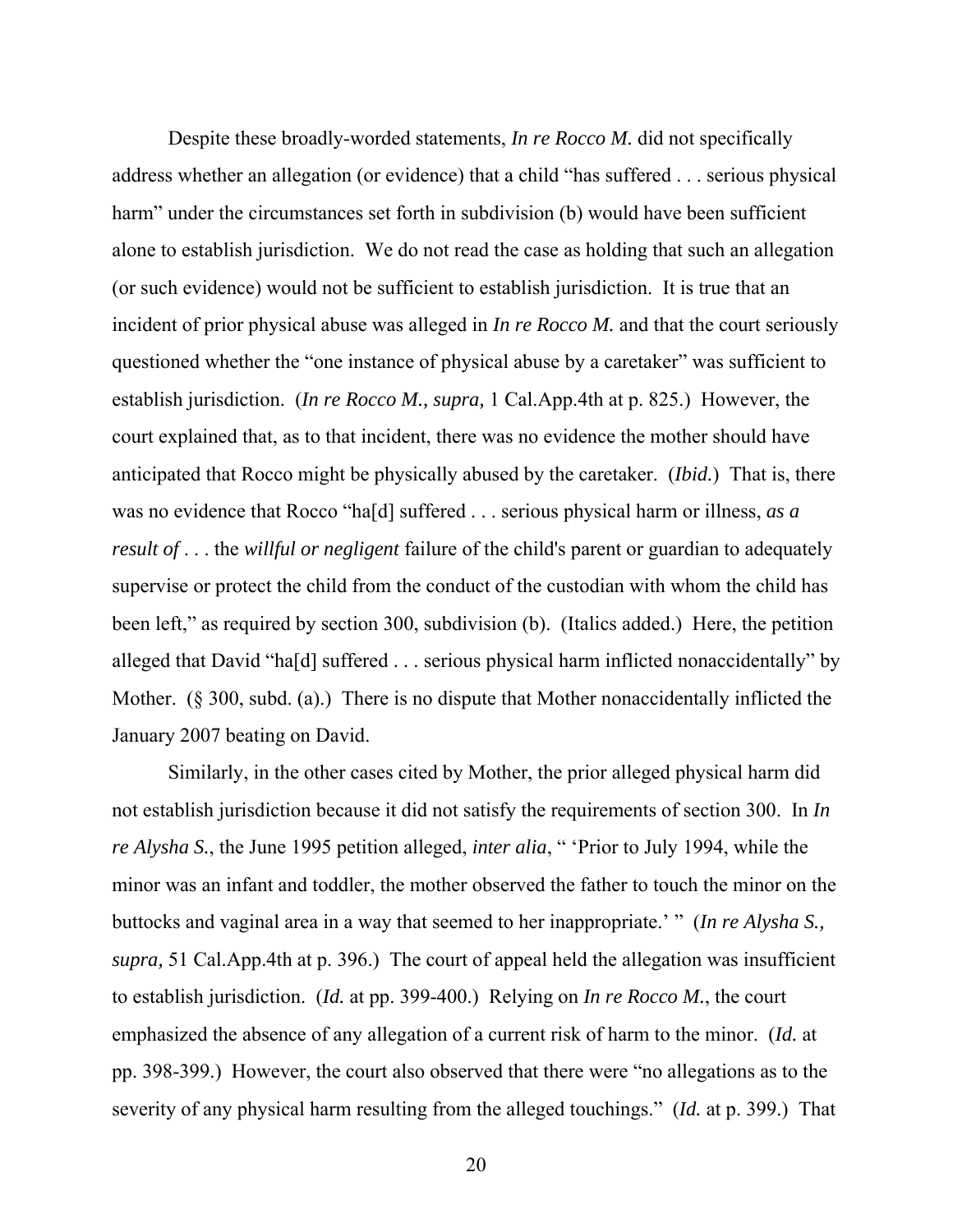Despite these broadly-worded statements, *In re Rocco M.* did not specifically address whether an allegation (or evidence) that a child "has suffered . . . serious physical harm" under the circumstances set forth in subdivision (b) would have been sufficient alone to establish jurisdiction. We do not read the case as holding that such an allegation (or such evidence) would not be sufficient to establish jurisdiction. It is true that an incident of prior physical abuse was alleged in *In re Rocco M.* and that the court seriously questioned whether the "one instance of physical abuse by a caretaker" was sufficient to establish jurisdiction. (*In re Rocco M., supra,* 1 Cal.App.4th at p. 825.) However, the court explained that, as to that incident, there was no evidence the mother should have anticipated that Rocco might be physically abused by the caretaker. (*Ibid.*) That is, there was no evidence that Rocco "ha[d] suffered . . . serious physical harm or illness, *as a result of* . . . the *willful or negligent* failure of the child's parent or guardian to adequately supervise or protect the child from the conduct of the custodian with whom the child has been left," as required by section 300, subdivision (b). (Italics added.) Here, the petition alleged that David "ha[d] suffered . . . serious physical harm inflicted nonaccidentally" by Mother. (§ 300, subd. (a).) There is no dispute that Mother nonaccidentally inflicted the January 2007 beating on David.

Similarly, in the other cases cited by Mother, the prior alleged physical harm did not establish jurisdiction because it did not satisfy the requirements of section 300. In *In re Alysha S.*, the June 1995 petition alleged, *inter alia*, " 'Prior to July 1994, while the minor was an infant and toddler, the mother observed the father to touch the minor on the buttocks and vaginal area in a way that seemed to her inappropriate.' " (*In re Alysha S., supra,* 51 Cal.App.4th at p. 396.) The court of appeal held the allegation was insufficient to establish jurisdiction. (*Id.* at pp. 399-400.) Relying on *In re Rocco M.*, the court emphasized the absence of any allegation of a current risk of harm to the minor. (*Id.* at pp. 398-399.) However, the court also observed that there were "no allegations as to the severity of any physical harm resulting from the alleged touchings." (*Id.* at p. 399.) That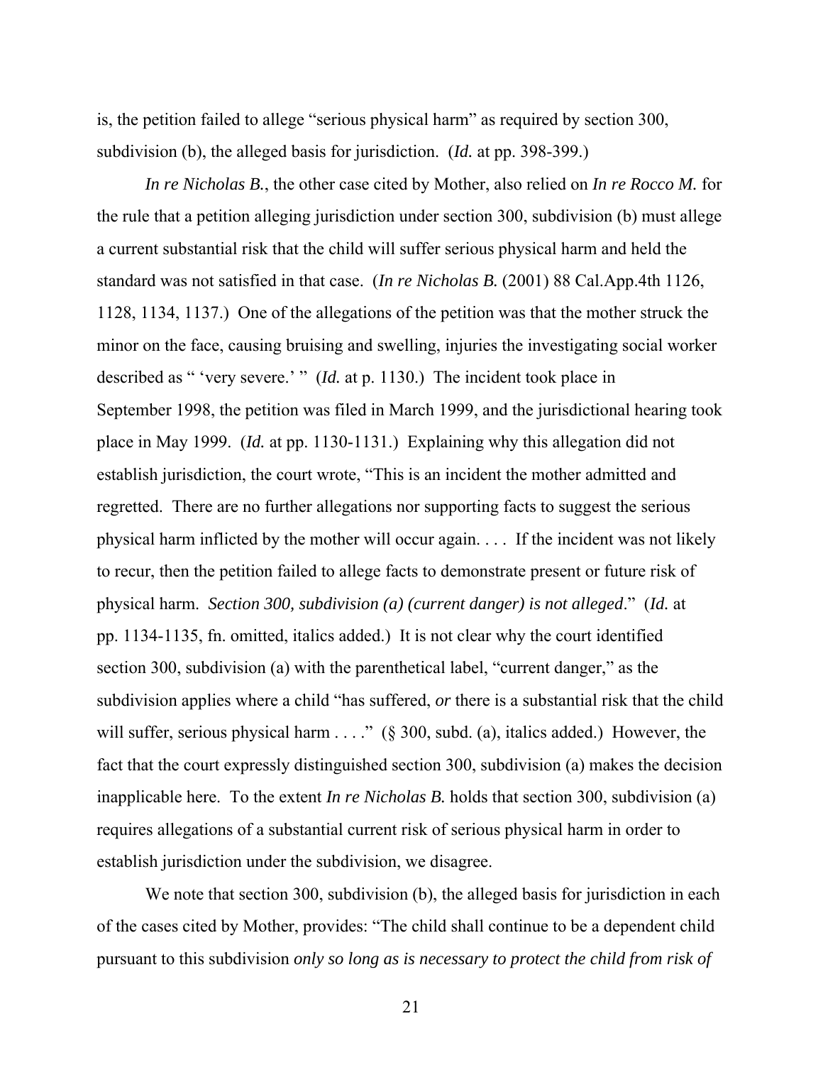is, the petition failed to allege "serious physical harm" as required by section 300, subdivision (b), the alleged basis for jurisdiction. (*Id.* at pp. 398-399.)

*In re Nicholas B.*, the other case cited by Mother, also relied on *In re Rocco M.* for the rule that a petition alleging jurisdiction under section 300, subdivision (b) must allege a current substantial risk that the child will suffer serious physical harm and held the standard was not satisfied in that case. (*In re Nicholas B.* (2001) 88 Cal.App.4th 1126, 1128, 1134, 1137.) One of the allegations of the petition was that the mother struck the minor on the face, causing bruising and swelling, injuries the investigating social worker described as " 'very severe.' " (*Id.* at p. 1130.) The incident took place in September 1998, the petition was filed in March 1999, and the jurisdictional hearing took place in May 1999. (*Id.* at pp. 1130-1131.) Explaining why this allegation did not establish jurisdiction, the court wrote, "This is an incident the mother admitted and regretted. There are no further allegations nor supporting facts to suggest the serious physical harm inflicted by the mother will occur again. . . . If the incident was not likely to recur, then the petition failed to allege facts to demonstrate present or future risk of physical harm. *Section 300, subdivision (a) (current danger) is not alleged*." (*Id.* at pp. 1134-1135, fn. omitted, italics added.) It is not clear why the court identified section 300, subdivision (a) with the parenthetical label, "current danger," as the subdivision applies where a child "has suffered, *or* there is a substantial risk that the child will suffer, serious physical harm . . . ." (§ 300, subd. (a), italics added.) However, the fact that the court expressly distinguished section 300, subdivision (a) makes the decision inapplicable here. To the extent *In re Nicholas B.* holds that section 300, subdivision (a) requires allegations of a substantial current risk of serious physical harm in order to establish jurisdiction under the subdivision, we disagree.

We note that section 300, subdivision (b), the alleged basis for jurisdiction in each of the cases cited by Mother, provides: "The child shall continue to be a dependent child pursuant to this subdivision *only so long as is necessary to protect the child from risk of*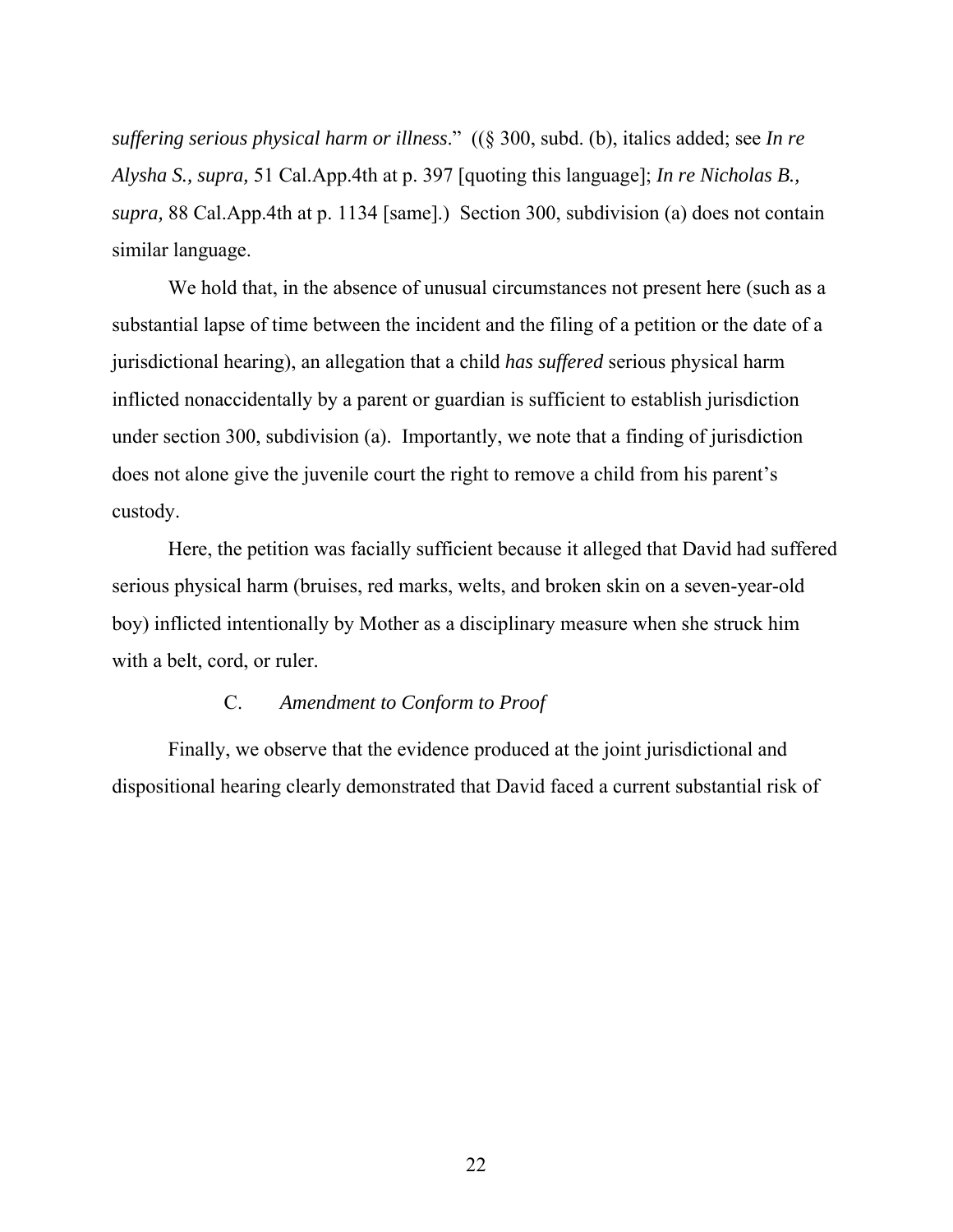*suffering serious physical harm or illness*." ((§ 300, subd. (b), italics added; see *In re Alysha S., supra,* 51 Cal.App.4th at p. 397 [quoting this language]; *In re Nicholas B., supra,* 88 Cal.App.4th at p. 1134 [same].) Section 300, subdivision (a) does not contain similar language.

We hold that, in the absence of unusual circumstances not present here (such as a substantial lapse of time between the incident and the filing of a petition or the date of a jurisdictional hearing), an allegation that a child *has suffered* serious physical harm inflicted nonaccidentally by a parent or guardian is sufficient to establish jurisdiction under section 300, subdivision (a). Importantly, we note that a finding of jurisdiction does not alone give the juvenile court the right to remove a child from his parent's custody.

Here, the petition was facially sufficient because it alleged that David had suffered serious physical harm (bruises, red marks, welts, and broken skin on a seven-year-old boy) inflicted intentionally by Mother as a disciplinary measure when she struck him with a belt, cord, or ruler.

### C. *Amendment to Conform to Proof*

Finally, we observe that the evidence produced at the joint jurisdictional and dispositional hearing clearly demonstrated that David faced a current substantial risk of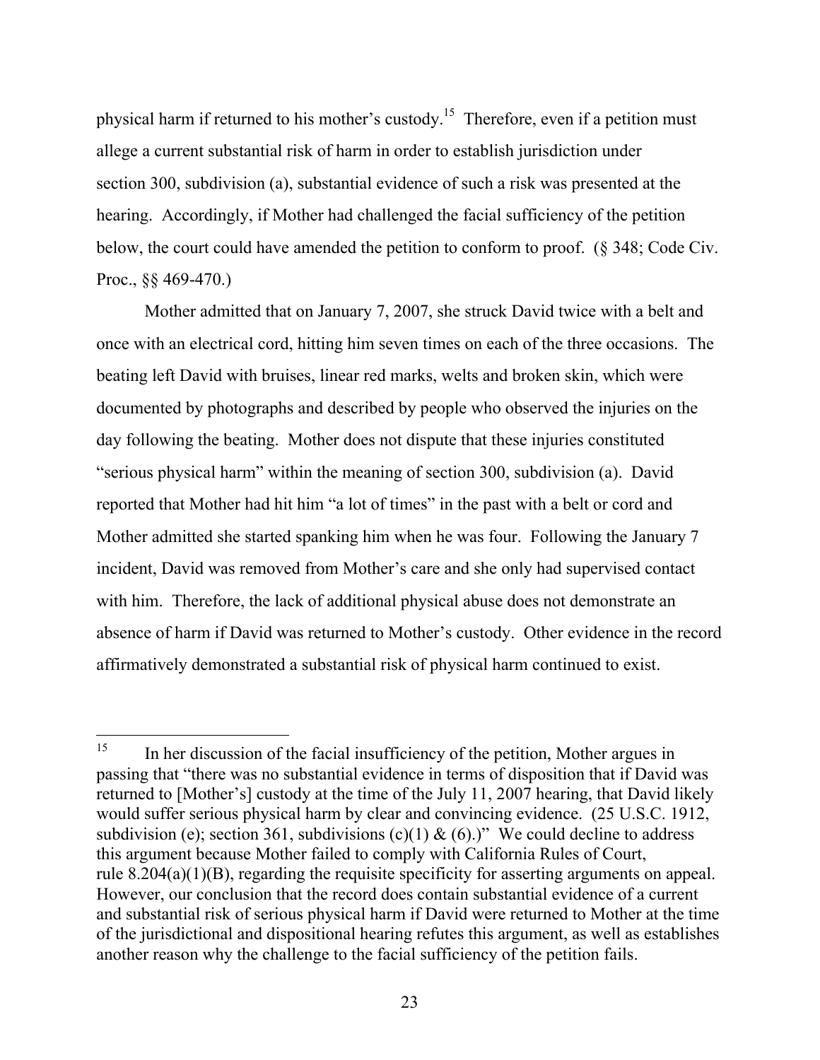physical harm if returned to his mother's custody.[15] Therefore, even if a petition must allege a current substantial risk of harm in order to establish jurisdiction under section 300, subdivision (a), substantial evidence of such a risk was presented at the hearing. Accordingly, if Mother had challenged the facial sufficiency of the petition below, the court could have amended the petition to conform to proof. (§ 348; Code Civ. Proc., §§ 469-470.)

Mother admitted that on January 7, 2007, she struck David twice with a belt and once with an electrical cord, hitting him seven times on each of the three occasions. The beating left David with bruises, linear red marks, welts and broken skin, which were documented by photographs and described by people who observed the injuries on the day following the beating. Mother does not dispute that these injuries constituted "serious physical harm" within the meaning of section 300, subdivision (a). David reported that Mother had hit him "a lot of times" in the past with a belt or cord and Mother admitted she started spanking him when he was four. Following the January 7 incident, David was removed from Mother's care and she only had supervised contact with him. Therefore, the lack of additional physical abuse does not demonstrate an absence of harm if David was returned to Mother's custody. Other evidence in the record affirmatively demonstrated a substantial risk of physical harm continued to exist.

---

[15] In her discussion of the facial insufficiency of the petition, Mother argues in passing that "there was no substantial evidence in terms of disposition that if David was returned to [Mother's] custody at the time of the July 11, 2007 hearing, that David likely would suffer serious physical harm by clear and convincing evidence. (25 U.S.C. 1912, subdivision (e); section 361, subdivisions (c)(1) & (6).)" We could decline to address this argument because Mother failed to comply with California Rules of Court, rule 8.204(a)(1)(B), regarding the requisite specificity for asserting arguments on appeal. However, our conclusion that the record does contain substantial evidence of a current and substantial risk of serious physical harm if David were returned to Mother at the time of the jurisdictional and dispositional hearing refutes this argument, as well as establishes another reason why the challenge to the facial sufficiency of the petition fails.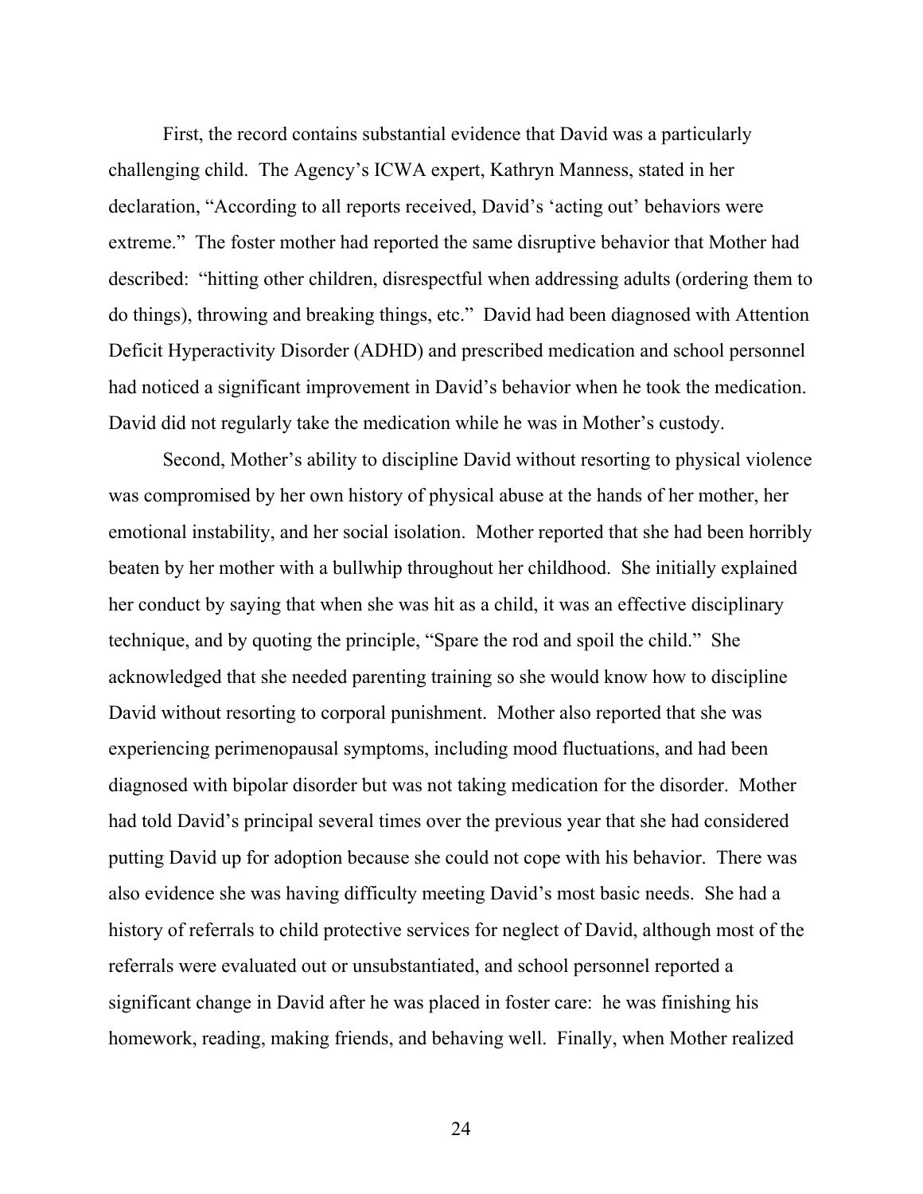First, the record contains substantial evidence that David was a particularly challenging child. The Agency's ICWA expert, Kathryn Manness, stated in her declaration, "According to all reports received, David's 'acting out' behaviors were extreme." The foster mother had reported the same disruptive behavior that Mother had described: "hitting other children, disrespectful when addressing adults (ordering them to do things), throwing and breaking things, etc." David had been diagnosed with Attention Deficit Hyperactivity Disorder (ADHD) and prescribed medication and school personnel had noticed a significant improvement in David's behavior when he took the medication. David did not regularly take the medication while he was in Mother's custody.

Second, Mother's ability to discipline David without resorting to physical violence was compromised by her own history of physical abuse at the hands of her mother, her emotional instability, and her social isolation. Mother reported that she had been horribly beaten by her mother with a bullwhip throughout her childhood. She initially explained her conduct by saying that when she was hit as a child, it was an effective disciplinary technique, and by quoting the principle, "Spare the rod and spoil the child." She acknowledged that she needed parenting training so she would know how to discipline David without resorting to corporal punishment. Mother also reported that she was experiencing perimenopausal symptoms, including mood fluctuations, and had been diagnosed with bipolar disorder but was not taking medication for the disorder. Mother had told David's principal several times over the previous year that she had considered putting David up for adoption because she could not cope with his behavior. There was also evidence she was having difficulty meeting David's most basic needs. She had a history of referrals to child protective services for neglect of David, although most of the referrals were evaluated out or unsubstantiated, and school personnel reported a significant change in David after he was placed in foster care: he was finishing his homework, reading, making friends, and behaving well. Finally, when Mother realized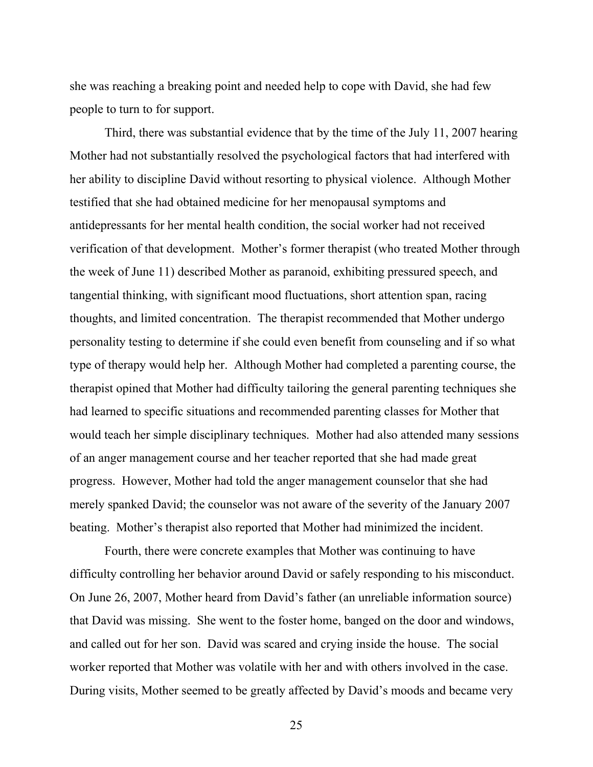she was reaching a breaking point and needed help to cope with David, she had few people to turn to for support.

Third, there was substantial evidence that by the time of the July 11, 2007 hearing Mother had not substantially resolved the psychological factors that had interfered with her ability to discipline David without resorting to physical violence. Although Mother testified that she had obtained medicine for her menopausal symptoms and antidepressants for her mental health condition, the social worker had not received verification of that development. Mother's former therapist (who treated Mother through the week of June 11) described Mother as paranoid, exhibiting pressured speech, and tangential thinking, with significant mood fluctuations, short attention span, racing thoughts, and limited concentration. The therapist recommended that Mother undergo personality testing to determine if she could even benefit from counseling and if so what type of therapy would help her. Although Mother had completed a parenting course, the therapist opined that Mother had difficulty tailoring the general parenting techniques she had learned to specific situations and recommended parenting classes for Mother that would teach her simple disciplinary techniques. Mother had also attended many sessions of an anger management course and her teacher reported that she had made great progress. However, Mother had told the anger management counselor that she had merely spanked David; the counselor was not aware of the severity of the January 2007 beating. Mother's therapist also reported that Mother had minimized the incident.

Fourth, there were concrete examples that Mother was continuing to have difficulty controlling her behavior around David or safely responding to his misconduct. On June 26, 2007, Mother heard from David's father (an unreliable information source) that David was missing. She went to the foster home, banged on the door and windows, and called out for her son. David was scared and crying inside the house. The social worker reported that Mother was volatile with her and with others involved in the case. During visits, Mother seemed to be greatly affected by David's moods and became very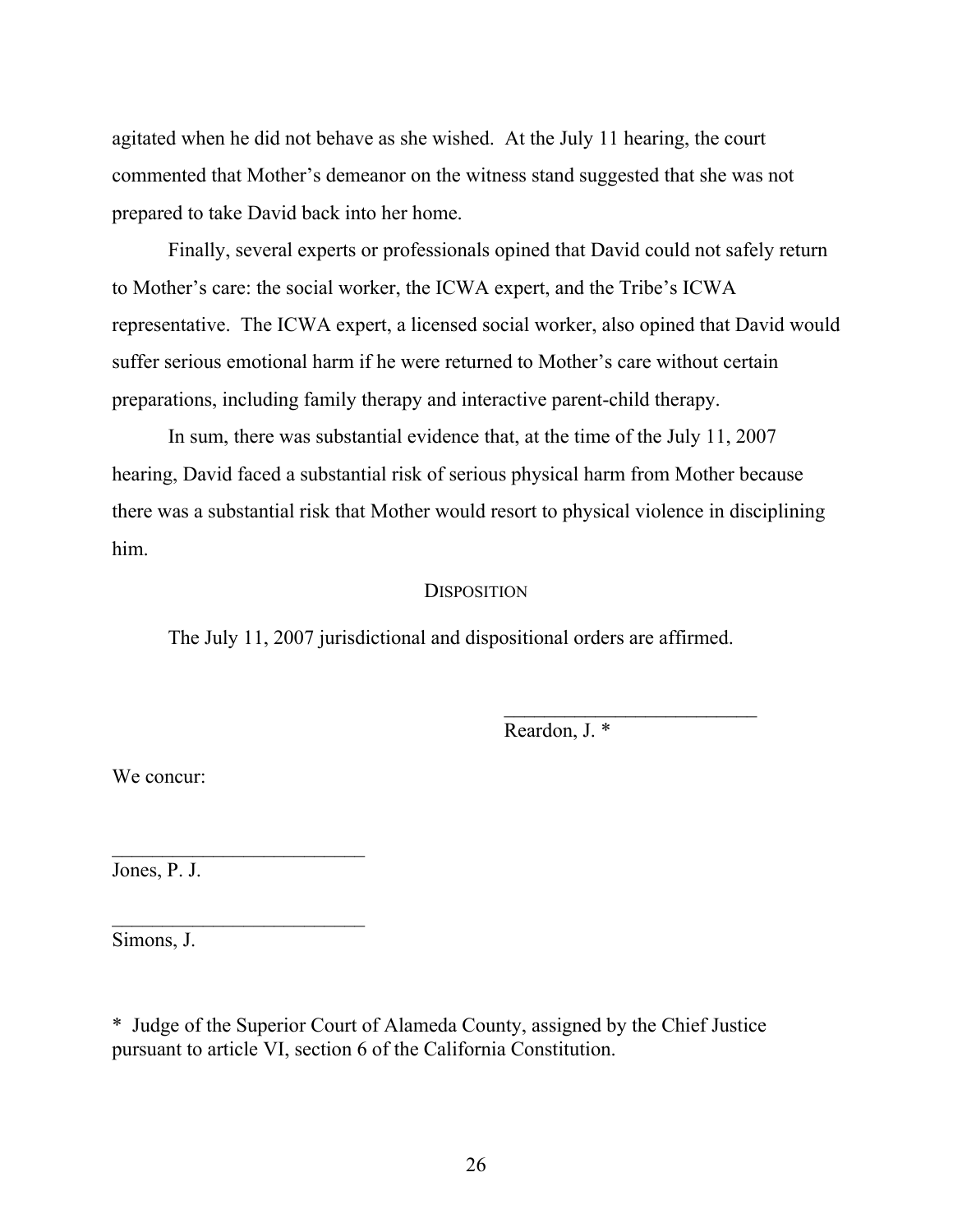agitated when he did not behave as she wished. At the July 11 hearing, the court commented that Mother's demeanor on the witness stand suggested that she was not prepared to take David back into her home.

Finally, several experts or professionals opined that David could not safely return to Mother's care: the social worker, the ICWA expert, and the Tribe's ICWA representative. The ICWA expert, a licensed social worker, also opined that David would suffer serious emotional harm if he were returned to Mother's care without certain preparations, including family therapy and interactive parent-child therapy.

In sum, there was substantial evidence that, at the time of the July 11, 2007 hearing, David faced a substantial risk of serious physical harm from Mother because there was a substantial risk that Mother would resort to physical violence in disciplining him.

## DISPOSITION

The July 11, 2007 jurisdictional and dispositional orders are affirmed.

_________________________
Reardon, J. *

We concur:

_________________________
Jones, P. J.

_________________________
Simons, J.

\* Judge of the Superior Court of Alameda County, assigned by the Chief Justice pursuant to article VI, section 6 of the California Constitution.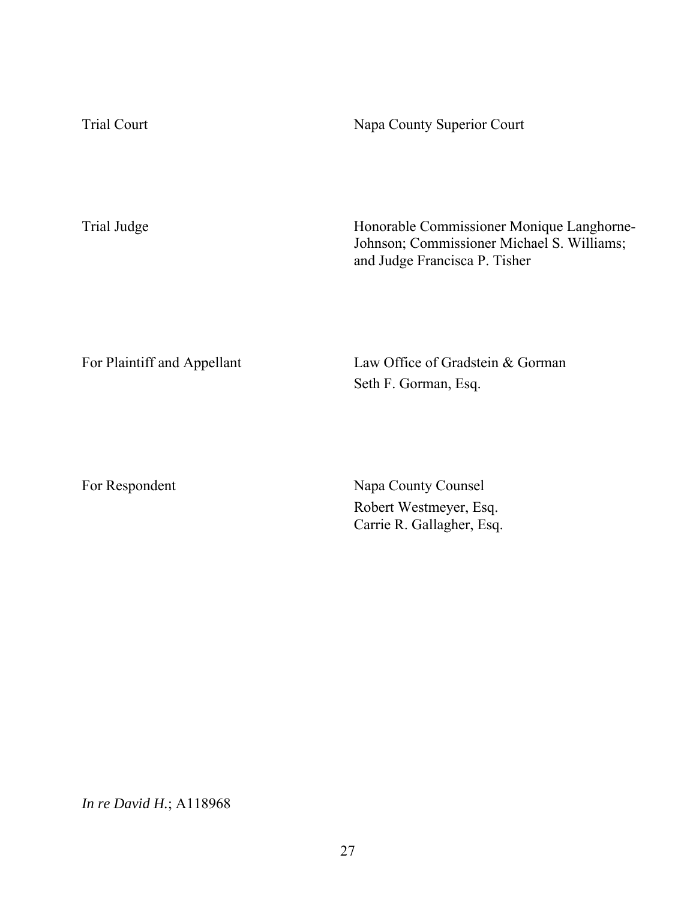| | |
|---|---|
| Trial Court | Napa County Superior Court |
| Trial Judge | Honorable Commissioner Monique Langhorne-Johnson; Commissioner Michael S. Williams; and Judge Francisca P. Tisher |
| For Plaintiff and Appellant | Law Office of Gradstein & Gorman<br>Seth F. Gorman, Esq. |
| For Respondent | Napa County Counsel<br>Robert Westmeyer, Esq.<br>Carrie R. Gallagher, Esq. |

*In re David H.*; A118968